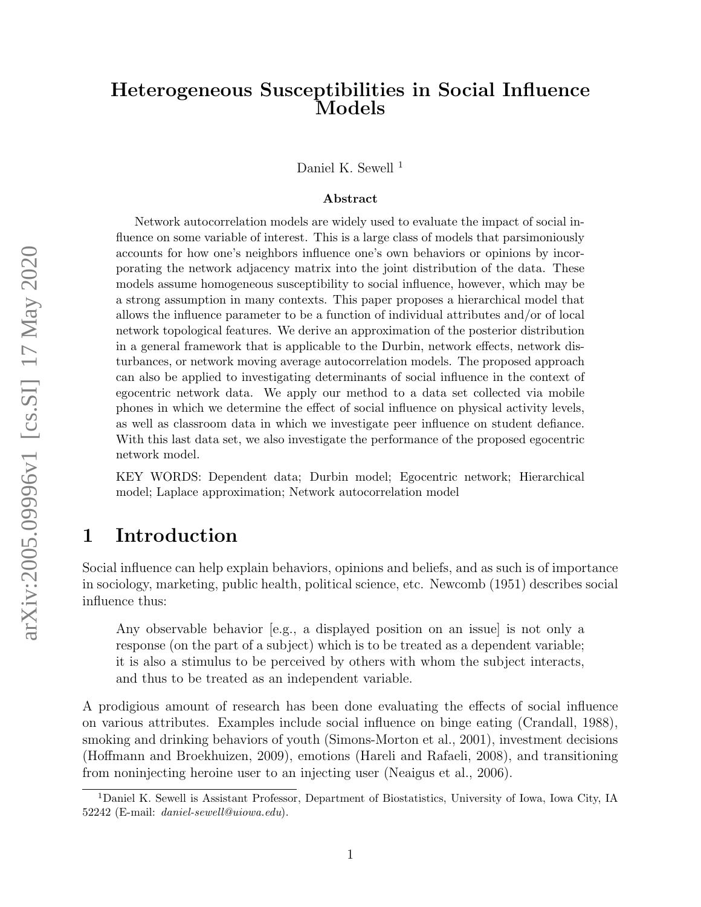# Heterogeneous Susceptibilities in Social Influence Models

Daniel K. Sewell [1]

### Abstract

Network autocorrelation models are widely used to evaluate the impact of social influence on some variable of interest. This is a large class of models that parsimoniously accounts for how one's neighbors influence one's own behaviors or opinions by incorporating the network adjacency matrix into the joint distribution of the data. These models assume homogeneous susceptibility to social influence, however, which may be a strong assumption in many contexts. This paper proposes a hierarchical model that allows the influence parameter to be a function of individual attributes and/or of local network topological features. We derive an approximation of the posterior distribution in a general framework that is applicable to the Durbin, network effects, network disturbances, or network moving average autocorrelation models. The proposed approach can also be applied to investigating determinants of social influence in the context of egocentric network data. We apply our method to a data set collected via mobile phones in which we determine the effect of social influence on physical activity levels, as well as classroom data in which we investigate peer influence on student defiance. With this last data set, we also investigate the performance of the proposed egocentric network model.

KEY WORDS: Dependent data; Durbin model; Egocentric network; Hierarchical model; Laplace approximation; Network autocorrelation model

## 1 Introduction

Social influence can help explain behaviors, opinions and beliefs, and as such is of importance in sociology, marketing, public health, political science, etc. Newcomb (1951) describes social influence thus:

> Any observable behavior [e.g., a displayed position on an issue] is not only a response (on the part of a subject) which is to be treated as a dependent variable; it is also a stimulus to be perceived by others with whom the subject interacts, and thus to be treated as an independent variable.

A prodigious amount of research has been done evaluating the effects of social influence on various attributes. Examples include social influence on binge eating (Crandall, 1988), smoking and drinking behaviors of youth (Simons-Morton et al., 2001), investment decisions (Hoffmann and Broekhuizen, 2009), emotions (Hareli and Rafaeli, 2008), and transitioning from noninjecting heroine user to an injecting user (Neaigus et al., 2006).

[1] Daniel K. Sewell is Assistant Professor, Department of Biostatistics, University of Iowa, Iowa City, IA 52242 (E-mail: *daniel-sewell@uiowa.edu*).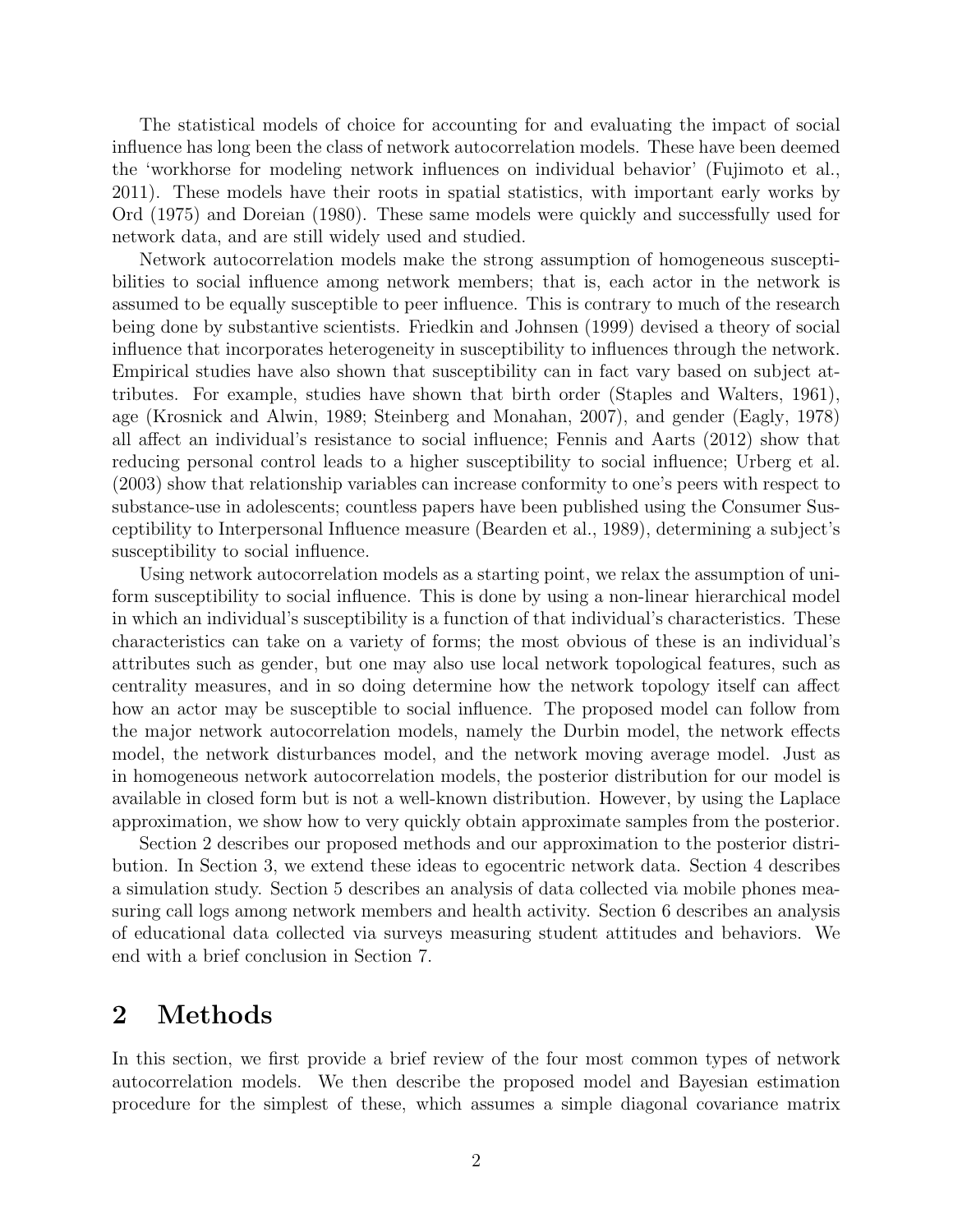The statistical models of choice for accounting for and evaluating the impact of social influence has long been the class of network autocorrelation models. These have been deemed the 'workhorse for modeling network influences on individual behavior' (Fujimoto et al., 2011). These models have their roots in spatial statistics, with important early works by Ord (1975) and Doreian (1980). These same models were quickly and successfully used for network data, and are still widely used and studied.

Network autocorrelation models make the strong assumption of homogeneous susceptibilities to social influence among network members; that is, each actor in the network is assumed to be equally susceptible to peer influence. This is contrary to much of the research being done by substantive scientists. Friedkin and Johnsen (1999) devised a theory of social influence that incorporates heterogeneity in susceptibility to influences through the network. Empirical studies have also shown that susceptibility can in fact vary based on subject attributes. For example, studies have shown that birth order (Staples and Walters, 1961), age (Krosnick and Alwin, 1989; Steinberg and Monahan, 2007), and gender (Eagly, 1978) all affect an individual's resistance to social influence; Fennis and Aarts (2012) show that reducing personal control leads to a higher susceptibility to social influence; Urberg et al. (2003) show that relationship variables can increase conformity to one's peers with respect to substance-use in adolescents; countless papers have been published using the Consumer Susceptibility to Interpersonal Influence measure (Bearden et al., 1989), determining a subject's susceptibility to social influence.

Using network autocorrelation models as a starting point, we relax the assumption of uniform susceptibility to social influence. This is done by using a non-linear hierarchical model in which an individual's susceptibility is a function of that individual's characteristics. These characteristics can take on a variety of forms; the most obvious of these is an individual's attributes such as gender, but one may also use local network topological features, such as centrality measures, and in so doing determine how the network topology itself can affect how an actor may be susceptible to social influence. The proposed model can follow from the major network autocorrelation models, namely the Durbin model, the network effects model, the network disturbances model, and the network moving average model. Just as in homogeneous network autocorrelation models, the posterior distribution for our model is available in closed form but is not a well-known distribution. However, by using the Laplace approximation, we show how to very quickly obtain approximate samples from the posterior.

Section 2 describes our proposed methods and our approximation to the posterior distribution. In Section 3, we extend these ideas to egocentric network data. Section 4 describes a simulation study. Section 5 describes an analysis of data collected via mobile phones measuring call logs among network members and health activity. Section 6 describes an analysis of educational data collected via surveys measuring student attitudes and behaviors. We end with a brief conclusion in Section 7.

## 2 Methods

In this section, we first provide a brief review of the four most common types of network autocorrelation models. We then describe the proposed model and Bayesian estimation procedure for the simplest of these, which assumes a simple diagonal covariance matrix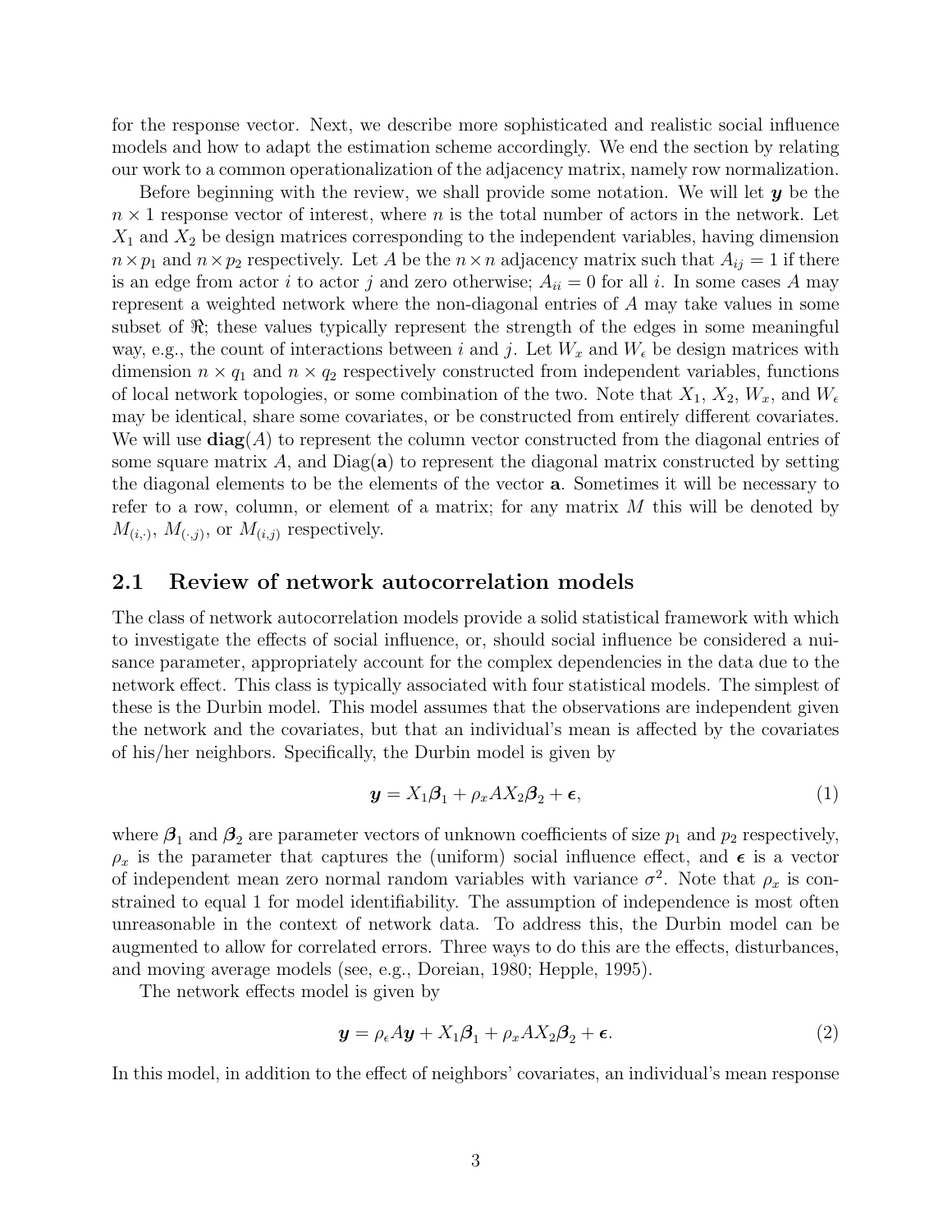for the response vector. Next, we describe more sophisticated and realistic social influence models and how to adapt the estimation scheme accordingly. We end the section by relating our work to a common operationalization of the adjacency matrix, namely row normalization.

Before beginning with the review, we shall provide some notation. We will let $\boldsymbol{y}$ be the $n \times 1$ response vector of interest, where $n$ is the total number of actors in the network. Let $X_1$ and $X_2$ be design matrices corresponding to the independent variables, having dimension $n \times p_1$ and $n \times p_2$ respectively. Let $A$ be the $n \times n$ adjacency matrix such that $A_{ij} = 1$ if there is an edge from actor $i$ to actor $j$ and zero otherwise; $A_{ii} = 0$ for all $i$. In some cases $A$ may represent a weighted network where the non-diagonal entries of $A$ may take values in some subset of $\Re$; these values typically represent the strength of the edges in some meaningful way, e.g., the count of interactions between $i$ and $j$. Let $W_x$ and $W_\epsilon$ be design matrices with dimension $n \times q_1$ and $n \times q_2$ respectively constructed from independent variables, functions of local network topologies, or some combination of the two. Note that $X_1$, $X_2$, $W_x$, and $W_\epsilon$ may be identical, share some covariates, or be constructed from entirely different covariates. We will use $\mathbf{diag}(A)$ to represent the column vector constructed from the diagonal entries of some square matrix $A$, and $\text{Diag}(\mathbf{a})$ to represent the diagonal matrix constructed by setting the diagonal elements to be the elements of the vector $\mathbf{a}$. Sometimes it will be necessary to refer to a row, column, or element of a matrix; for any matrix $M$ this will be denoted by $M_{(i,\cdot)}$, $M_{(\cdot,j)}$, or $M_{(i,j)}$ respectively.

## 2.1 Review of network autocorrelation models

The class of network autocorrelation models provide a solid statistical framework with which to investigate the effects of social influence, or, should social influence be considered a nuisance parameter, appropriately account for the complex dependencies in the data due to the network effect. This class is typically associated with four statistical models. The simplest of these is the Durbin model. This model assumes that the observations are independent given the network and the covariates, but that an individual's mean is affected by the covariates of his/her neighbors. Specifically, the Durbin model is given by

$$\boldsymbol{y} = X_1\boldsymbol{\beta}_1 + \rho_x A X_2 \boldsymbol{\beta}_2 + \boldsymbol{\epsilon}, \tag{1}$$

where $\boldsymbol{\beta}_1$ and $\boldsymbol{\beta}_2$ are parameter vectors of unknown coefficients of size $p_1$ and $p_2$ respectively, $\rho_x$ is the parameter that captures the (uniform) social influence effect, and $\boldsymbol{\epsilon}$ is a vector of independent mean zero normal random variables with variance $\sigma^2$. Note that $\rho_x$ is constrained to equal 1 for model identifiability. The assumption of independence is most often unreasonable in the context of network data. To address this, the Durbin model can be augmented to allow for correlated errors. Three ways to do this are the effects, disturbances, and moving average models (see, e.g., Doreian, 1980; Hepple, 1995).

The network effects model is given by

$$\boldsymbol{y} = \rho_\epsilon A \boldsymbol{y} + X_1\boldsymbol{\beta}_1 + \rho_x A X_2 \boldsymbol{\beta}_2 + \boldsymbol{\epsilon}. \tag{2}$$

In this model, in addition to the effect of neighbors' covariates, an individual's mean response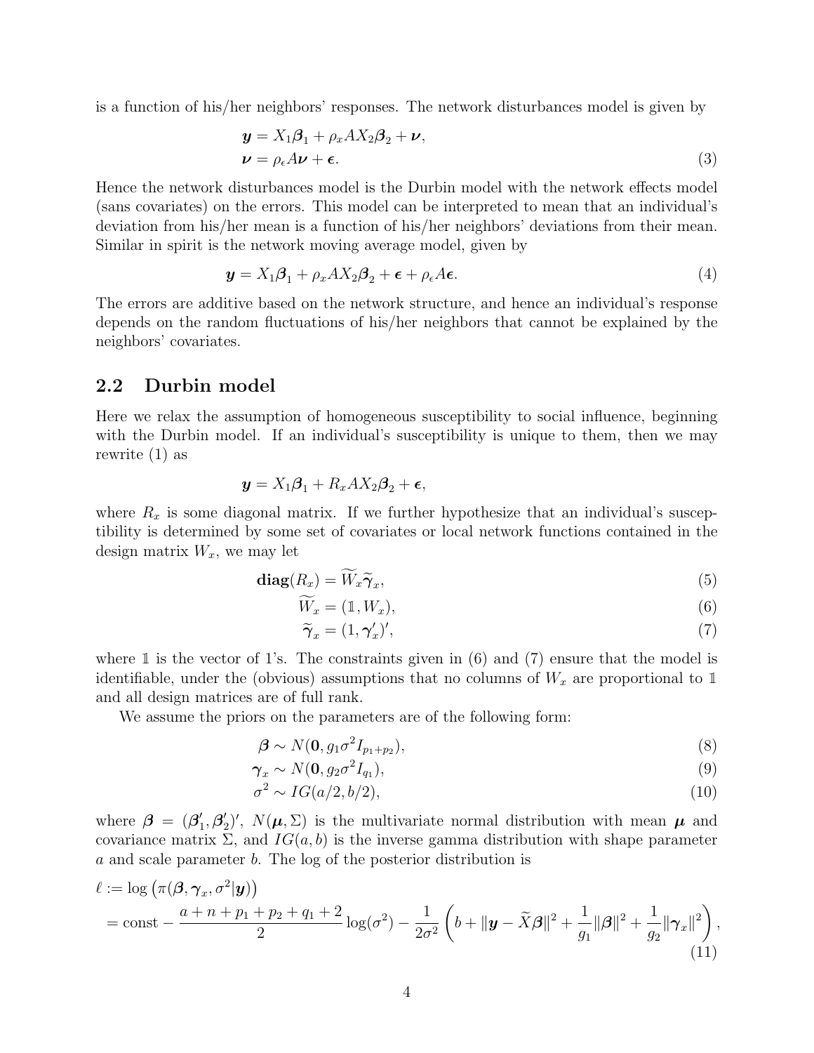is a function of his/her neighbors' responses. The network disturbances model is given by

$$
\begin{aligned}
\boldsymbol{y} &= X_1\boldsymbol{\beta}_1 + \rho_x A X_2 \boldsymbol{\beta}_2 + \boldsymbol{\nu}, \\
\boldsymbol{\nu} &= \rho_\epsilon A \boldsymbol{\nu} + \boldsymbol{\epsilon}.
\end{aligned} \tag{3}
$$

Hence the network disturbances model is the Durbin model with the network effects model (sans covariates) on the errors. This model can be interpreted to mean that an individual's deviation from his/her mean is a function of his/her neighbors' deviations from their mean. Similar in spirit is the network moving average model, given by

$$
\boldsymbol{y} = X_1\boldsymbol{\beta}_1 + \rho_x A X_2 \boldsymbol{\beta}_2 + \boldsymbol{\epsilon} + \rho_\epsilon A \boldsymbol{\epsilon}. \tag{4}
$$

The errors are additive based on the network structure, and hence an individual's response depends on the random fluctuations of his/her neighbors that cannot be explained by the neighbors' covariates.

## 2.2 Durbin model

Here we relax the assumption of homogeneous susceptibility to social influence, beginning with the Durbin model. If an individual's susceptibility is unique to them, then we may rewrite (1) as

$$
\boldsymbol{y} = X_1\boldsymbol{\beta}_1 + R_x A X_2 \boldsymbol{\beta}_2 + \boldsymbol{\epsilon},
$$

where $R_x$ is some diagonal matrix. If we further hypothesize that an individual's susceptibility is determined by some set of covariates or local network functions contained in the design matrix $W_x$, we may let

$$
\begin{aligned}
\mathbf{diag}(R_x) &= \widetilde{W}_x \widetilde{\boldsymbol{\gamma}}_x, && (5) \\
\widetilde{W}_x &= (\mathbb{1}, W_x), && (6) \\
\widetilde{\boldsymbol{\gamma}}_x &= (1, \boldsymbol{\gamma}_x')', && (7)
\end{aligned}
$$

where $\mathbb{1}$ is the vector of 1's. The constraints given in (6) and (7) ensure that the model is identifiable, under the (obvious) assumptions that no columns of $W_x$ are proportional to $\mathbb{1}$ and all design matrices are of full rank.

We assume the priors on the parameters are of the following form:

$$
\begin{aligned}
\boldsymbol{\beta} &\sim N(\mathbf{0}, g_1\sigma^2 I_{p_1+p_2}), && (8) \\
\boldsymbol{\gamma}_x &\sim N(\mathbf{0}, g_2\sigma^2 I_{q_1}), && (9) \\
\sigma^2 &\sim IG(a/2, b/2), && (10)
\end{aligned}
$$

where $\boldsymbol{\beta} = (\boldsymbol{\beta}_1', \boldsymbol{\beta}_2')'$, $N(\boldsymbol{\mu}, \Sigma)$ is the multivariate normal distribution with mean $\boldsymbol{\mu}$ and covariance matrix $\Sigma$, and $IG(a, b)$ is the inverse gamma distribution with shape parameter $a$ and scale parameter $b$. The log of the posterior distribution is

$$
\begin{aligned}
\ell &:= \log\left(\pi(\boldsymbol{\beta}, \boldsymbol{\gamma}_x, \sigma^2 | \boldsymbol{y})\right) \\
&= \text{const} - \frac{a + n + p_1 + p_2 + q_1 + 2}{2}\log(\sigma^2) - \frac{1}{2\sigma^2}\left(b + \|\boldsymbol{y} - \widetilde{X}\boldsymbol{\beta}\|^2 + \frac{1}{g_1}\|\boldsymbol{\beta}\|^2 + \frac{1}{g_2}\|\boldsymbol{\gamma}_x\|^2\right),
\end{aligned} \tag{11}
$$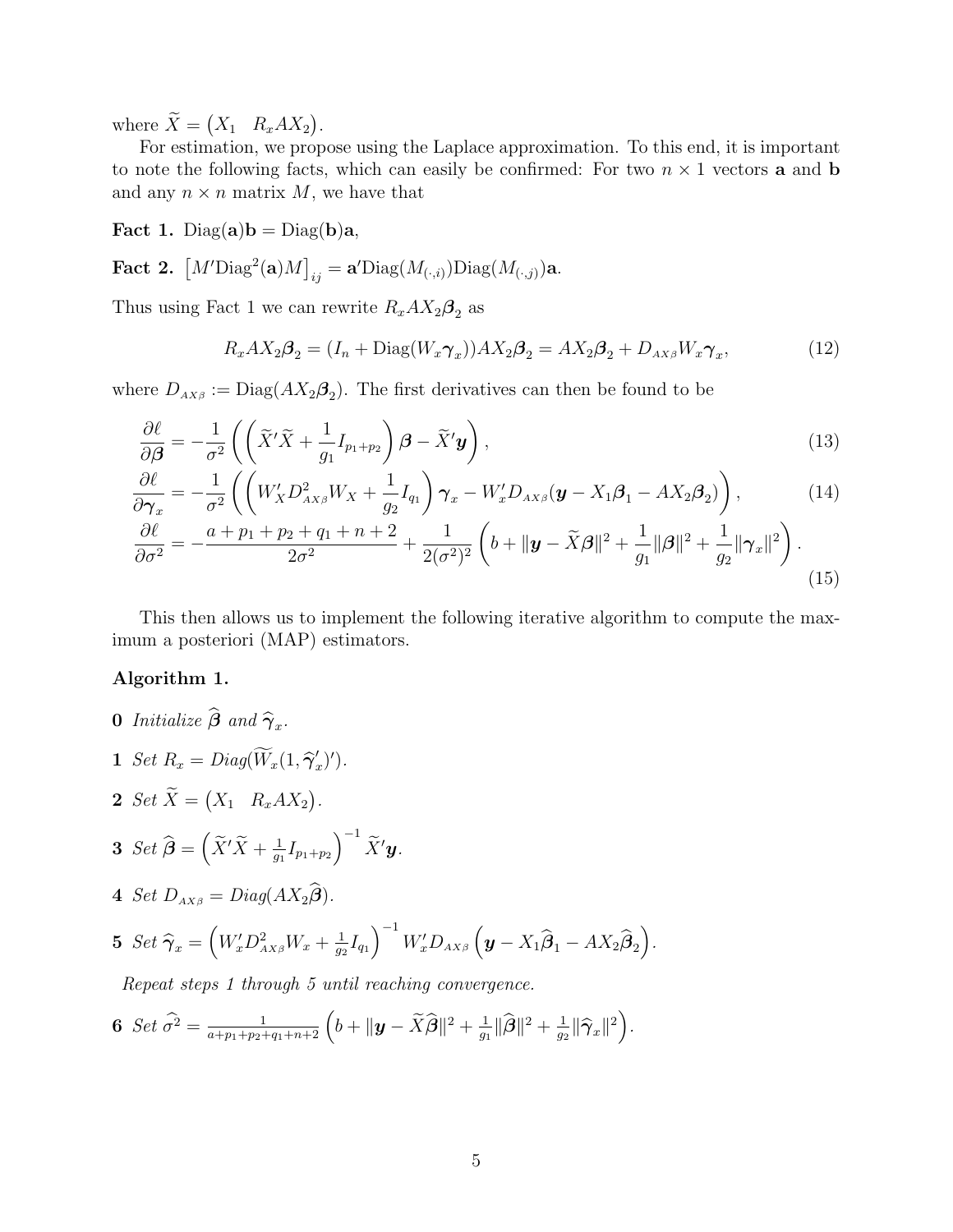where $\widetilde{X} = \begin{pmatrix} X_1 & R_x A X_2 \end{pmatrix}$.

For estimation, we propose using the Laplace approximation. To this end, it is important to note the following facts, which can easily be confirmed: For two $n \times 1$ vectors $\mathbf{a}$ and $\mathbf{b}$ and any $n \times n$ matrix $M$, we have that

**Fact 1.** $\text{Diag}(\mathbf{a})\mathbf{b} = \text{Diag}(\mathbf{b})\mathbf{a}$,

**Fact 2.** $\left[M'\text{Diag}^2(\mathbf{a})M\right]_{ij} = \mathbf{a}'\text{Diag}(M_{(\cdot,i)})\text{Diag}(M_{(\cdot,j)})\mathbf{a}$.

Thus using Fact 1 we can rewrite $R_x A X_2 \boldsymbol{\beta}_2$ as

$$R_x A X_2 \boldsymbol{\beta}_2 = (I_n + \text{Diag}(W_x \boldsymbol{\gamma}_x)) A X_2 \boldsymbol{\beta}_2 = A X_2 \boldsymbol{\beta}_2 + D_{AX\beta} W_x \boldsymbol{\gamma}_x, \tag{12}$$

where $D_{AX\beta} := \text{Diag}(AX_2\boldsymbol{\beta}_2)$. The first derivatives can then be found to be

$$\frac{\partial \ell}{\partial \boldsymbol{\beta}} = -\frac{1}{\sigma^2}\left(\left(\widetilde{X}'\widetilde{X} + \frac{1}{g_1} I_{p_1+p_2}\right)\boldsymbol{\beta} - \widetilde{X}'\boldsymbol{y}\right), \tag{13}$$

$$\frac{\partial \ell}{\partial \boldsymbol{\gamma}_x} = -\frac{1}{\sigma^2}\left(\left(W_X' D_{AX\beta}^2 W_X + \frac{1}{g_2} I_{q_1}\right)\boldsymbol{\gamma}_x - W_x' D_{AX\beta}(\boldsymbol{y} - X_1\boldsymbol{\beta}_1 - AX_2\boldsymbol{\beta}_2)\right), \tag{14}$$

$$\frac{\partial \ell}{\partial \sigma^2} = -\frac{a + p_1 + p_2 + q_1 + n + 2}{2\sigma^2} + \frac{1}{2(\sigma^2)^2}\left(b + \|\boldsymbol{y} - \widetilde{X}\boldsymbol{\beta}\|^2 + \frac{1}{g_1}\|\boldsymbol{\beta}\|^2 + \frac{1}{g_2}\|\boldsymbol{\gamma}_x\|^2\right). \tag{15}$$

This then allows us to implement the following iterative algorithm to compute the maximum a posteriori (MAP) estimators.

**Algorithm 1.**

**0** *Initialize* $\widehat{\boldsymbol{\beta}}$ *and* $\widehat{\boldsymbol{\gamma}}_x$.

**1** *Set* $R_x = \text{Diag}(\widetilde{W}_x(1, \widehat{\boldsymbol{\gamma}}_x')')$.

**2** *Set* $\widetilde{X} = \begin{pmatrix} X_1 & R_x A X_2 \end{pmatrix}$.

**3** *Set* $\widehat{\boldsymbol{\beta}} = \left(\widetilde{X}'\widetilde{X} + \frac{1}{g_1} I_{p_1+p_2}\right)^{-1} \widetilde{X}'\boldsymbol{y}$.

**4** *Set* $D_{AX\beta} = \text{Diag}(AX_2\widehat{\boldsymbol{\beta}})$.

**5** *Set* $\widehat{\boldsymbol{\gamma}}_x = \left(W_x' D_{AX\beta}^2 W_x + \frac{1}{g_2} I_{q_1}\right)^{-1} W_x' D_{AX\beta}\left(\boldsymbol{y} - X_1\widehat{\boldsymbol{\beta}}_1 - AX_2\widehat{\boldsymbol{\beta}}_2\right)$.

*Repeat steps 1 through 5 until reaching convergence.*

**6** *Set* $\widehat{\sigma^2} = \frac{1}{a+p_1+p_2+q_1+n+2}\left(b + \|\boldsymbol{y} - \widetilde{X}\widehat{\boldsymbol{\beta}}\|^2 + \frac{1}{g_1}\|\widehat{\boldsymbol{\beta}}\|^2 + \frac{1}{g_2}\|\widehat{\boldsymbol{\gamma}}_x\|^2\right)$.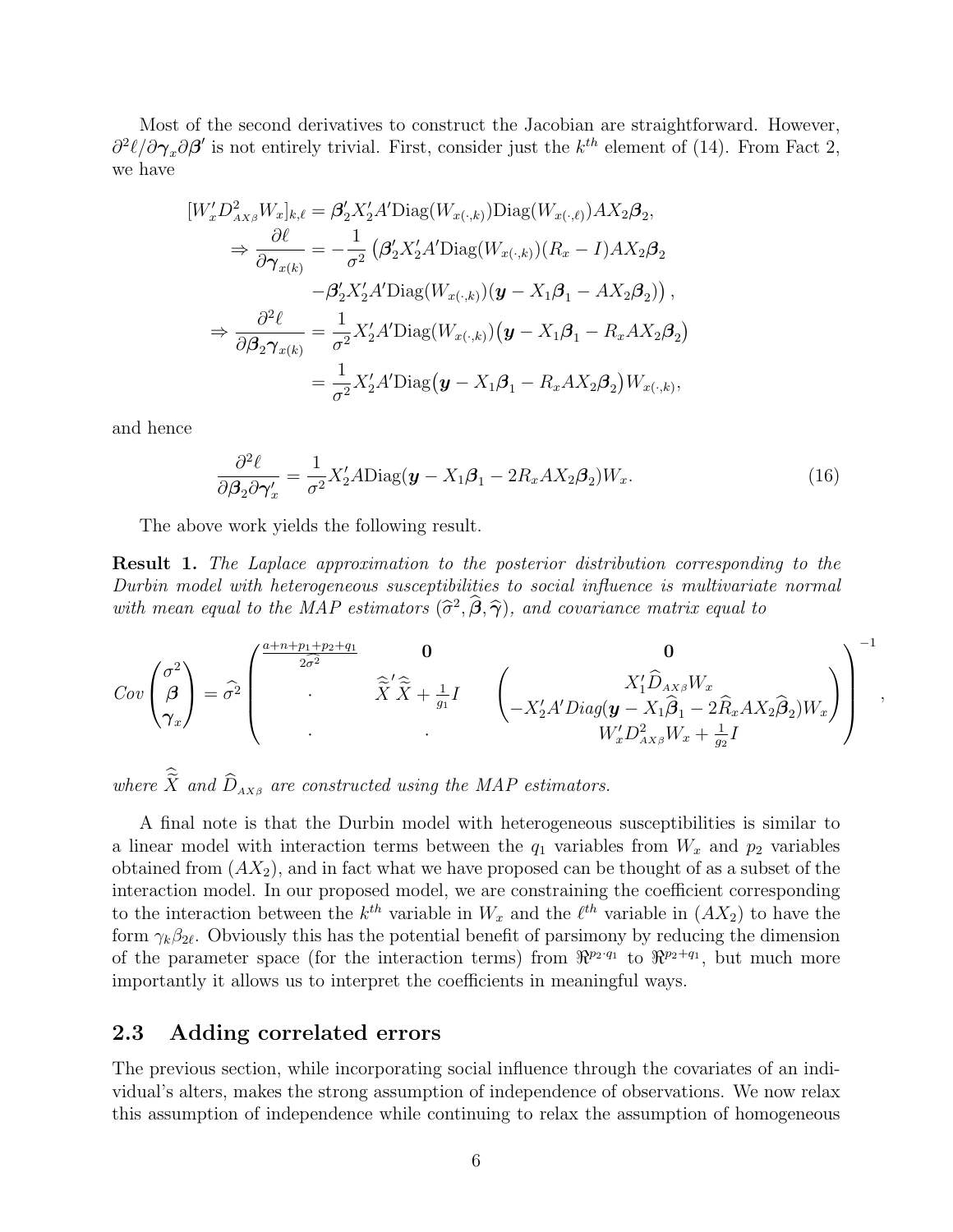Most of the second derivatives to construct the Jacobian are straightforward. However, $\partial^2\ell/\partial\boldsymbol{\gamma}_x\partial\boldsymbol{\beta}'$ is not entirely trivial. First, consider just the $k^{th}$ element of (14). From Fact 2, we have

$$
\begin{aligned}
[W_x' D^2_{AX\beta} W_x]_{k,\ell} &= \boldsymbol{\beta}_2' X_2' A' \text{Diag}(W_{x(\cdot,k)}) \text{Diag}(W_{x(\cdot,\ell)}) A X_2 \boldsymbol{\beta}_2, \\
\Rightarrow \frac{\partial \ell}{\partial \boldsymbol{\gamma}_{x(k)}} &= -\frac{1}{\sigma^2}\big(\boldsymbol{\beta}_2' X_2' A' \text{Diag}(W_{x(\cdot,k)})(R_x - I) A X_2 \boldsymbol{\beta}_2 \\
&\quad - \boldsymbol{\beta}_2' X_2' A' \text{Diag}(W_{x(\cdot,k)})(\boldsymbol{y} - X_1\boldsymbol{\beta}_1 - AX_2\boldsymbol{\beta}_2)\big), \\
\Rightarrow \frac{\partial^2 \ell}{\partial \boldsymbol{\beta}_2 \boldsymbol{\gamma}_{x(k)}} &= \frac{1}{\sigma^2} X_2' A' \text{Diag}(W_{x(\cdot,k)})\big(\boldsymbol{y} - X_1\boldsymbol{\beta}_1 - R_x A X_2 \boldsymbol{\beta}_2\big) \\
&= \frac{1}{\sigma^2} X_2' A' \text{Diag}\big(\boldsymbol{y} - X_1\boldsymbol{\beta}_1 - R_x A X_2 \boldsymbol{\beta}_2\big) W_{x(\cdot,k)},
\end{aligned}
$$

and hence

$$
\frac{\partial^2 \ell}{\partial \boldsymbol{\beta}_2 \partial \boldsymbol{\gamma}_x'} = \frac{1}{\sigma^2} X_2' A \text{Diag}(\boldsymbol{y} - X_1\boldsymbol{\beta}_1 - 2R_x A X_2 \boldsymbol{\beta}_2) W_x. \tag{16}
$$

The above work yields the following result.

**Result 1.** *The Laplace approximation to the posterior distribution corresponding to the Durbin model with heterogeneous susceptibilities to social influence is multivariate normal with mean equal to the MAP estimators $(\widehat{\sigma}^2, \widehat{\boldsymbol{\beta}}, \widehat{\boldsymbol{\gamma}})$, and covariance matrix equal to*

$$
Cov\begin{pmatrix}\sigma^2 \\ \boldsymbol{\beta} \\ \boldsymbol{\gamma}_x\end{pmatrix} = \widehat{\sigma}^2 \begin{pmatrix} \frac{a+n+p_1+p_2+q_1}{2\widehat{\sigma}^2} & \mathbf{0} & \mathbf{0} \\ \cdot & \widehat{\widetilde{X}}'\widehat{\widetilde{X}} + \frac{1}{g_1} I & \begin{pmatrix} X_1' \widehat{D}_{AX\beta} W_x \\ -X_2' A' Diag(\boldsymbol{y} - X_1\widehat{\boldsymbol{\beta}}_1 - 2\widehat{R}_x A X_2 \widehat{\boldsymbol{\beta}}_2) W_x \end{pmatrix} \\ \cdot & \cdot & W_x' D^2_{AX\beta} W_x + \frac{1}{g_2} I \end{pmatrix}^{-1},
$$

*where $\widehat{\widetilde{X}}$ and $\widehat{D}_{AX\beta}$ are constructed using the MAP estimators.*

A final note is that the Durbin model with heterogeneous susceptibilities is similar to a linear model with interaction terms between the $q_1$ variables from $W_x$ and $p_2$ variables obtained from $(AX_2)$, and in fact what we have proposed can be thought of as a subset of the interaction model. In our proposed model, we are constraining the coefficient corresponding to the interaction between the $k^{th}$ variable in $W_x$ and the $\ell^{th}$ variable in $(AX_2)$ to have the form $\gamma_k \beta_{2\ell}$. Obviously this has the potential benefit of parsimony by reducing the dimension of the parameter space (for the interaction terms) from $\Re^{p_2 \cdot q_1}$ to $\Re^{p_2+q_1}$, but much more importantly it allows us to interpret the coefficients in meaningful ways.

## 2.3 Adding correlated errors

The previous section, while incorporating social influence through the covariates of an individual's alters, makes the strong assumption of independence of observations. We now relax this assumption of independence while continuing to relax the assumption of homogeneous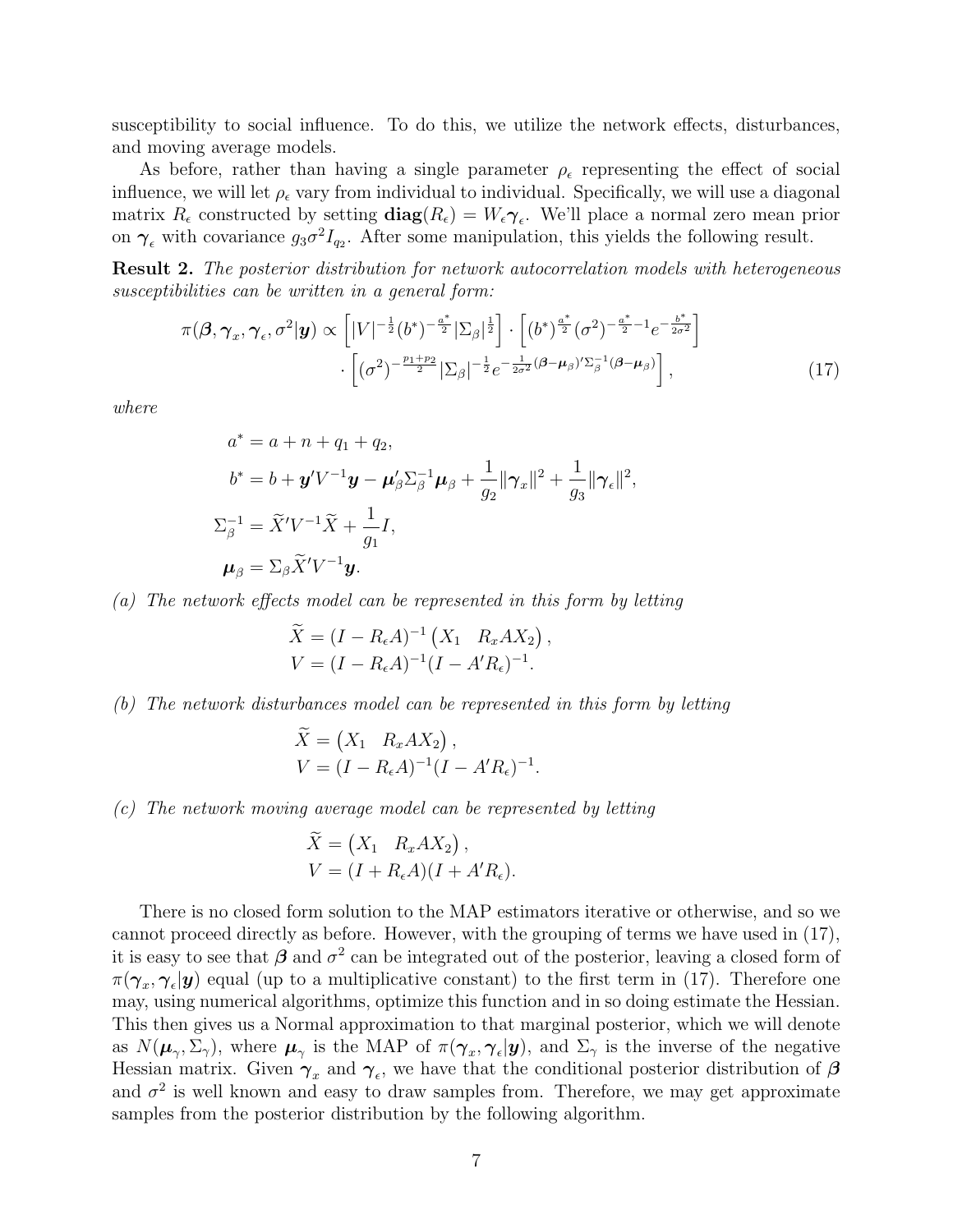susceptibility to social influence. To do this, we utilize the network effects, disturbances, and moving average models.

As before, rather than having a single parameter $\rho_\epsilon$ representing the effect of social influence, we will let $\rho_\epsilon$ vary from individual to individual. Specifically, we will use a diagonal matrix $R_\epsilon$ constructed by setting $\mathbf{diag}(R_\epsilon) = W_\epsilon \boldsymbol{\gamma}_\epsilon$. We'll place a normal zero mean prior on $\boldsymbol{\gamma}_\epsilon$ with covariance $g_3\sigma^2 I_{q_2}$. After some manipulation, this yields the following result.

**Result 2.** *The posterior distribution for network autocorrelation models with heterogeneous susceptibilities can be written in a general form:*

$$\pi(\boldsymbol{\beta}, \boldsymbol{\gamma}_x, \boldsymbol{\gamma}_\epsilon, \sigma^2|\boldsymbol{y}) \propto \left[|V|^{-\frac{1}{2}}(b^*)^{-\frac{a^*}{2}}|\Sigma_\beta|^{\frac{1}{2}}\right] \cdot \left[(b^*)^{\frac{a^*}{2}}(\sigma^2)^{-\frac{a^*}{2}-1}e^{-\frac{b^*}{2\sigma^2}}\right] \cdot \left[(\sigma^2)^{-\frac{p_1+p_2}{2}}|\Sigma_\beta|^{-\frac{1}{2}}e^{-\frac{1}{2\sigma^2}(\boldsymbol{\beta}-\boldsymbol{\mu}_\beta)'\Sigma_\beta^{-1}(\boldsymbol{\beta}-\boldsymbol{\mu}_\beta)}\right], \tag{17}$$

*where*

$$a^* = a + n + q_1 + q_2,$$
$$b^* = b + \boldsymbol{y}'V^{-1}\boldsymbol{y} - \boldsymbol{\mu}_\beta'\Sigma_\beta^{-1}\boldsymbol{\mu}_\beta + \frac{1}{g_2}\|\boldsymbol{\gamma}_x\|^2 + \frac{1}{g_3}\|\boldsymbol{\gamma}_\epsilon\|^2,$$
$$\Sigma_\beta^{-1} = \widetilde{X}'V^{-1}\widetilde{X} + \frac{1}{g_1}I,$$
$$\boldsymbol{\mu}_\beta = \Sigma_\beta\widetilde{X}'V^{-1}\boldsymbol{y}.$$

*(a) The network effects model can be represented in this form by letting*

$$\widetilde{X} = (I - R_\epsilon A)^{-1}\begin{pmatrix} X_1 & R_x A X_2 \end{pmatrix},$$
$$V = (I - R_\epsilon A)^{-1}(I - A'R_\epsilon)^{-1}.$$

*(b) The network disturbances model can be represented in this form by letting*

$$\widetilde{X} = \begin{pmatrix} X_1 & R_x A X_2 \end{pmatrix},$$
$$V = (I - R_\epsilon A)^{-1}(I - A'R_\epsilon)^{-1}.$$

*(c) The network moving average model can be represented by letting*

$$\widetilde{X} = \begin{pmatrix} X_1 & R_x A X_2 \end{pmatrix},$$
$$V = (I + R_\epsilon A)(I + A'R_\epsilon).$$

There is no closed form solution to the MAP estimators iterative or otherwise, and so we cannot proceed directly as before. However, with the grouping of terms we have used in (17), it is easy to see that $\boldsymbol{\beta}$ and $\sigma^2$ can be integrated out of the posterior, leaving a closed form of $\pi(\boldsymbol{\gamma}_x, \boldsymbol{\gamma}_\epsilon|\boldsymbol{y})$ equal (up to a multiplicative constant) to the first term in (17). Therefore one may, using numerical algorithms, optimize this function and in so doing estimate the Hessian. This then gives us a Normal approximation to that marginal posterior, which we will denote as $N(\boldsymbol{\mu}_\gamma, \Sigma_\gamma)$, where $\boldsymbol{\mu}_\gamma$ is the MAP of $\pi(\boldsymbol{\gamma}_x, \boldsymbol{\gamma}_\epsilon|\boldsymbol{y})$, and $\Sigma_\gamma$ is the inverse of the negative Hessian matrix. Given $\boldsymbol{\gamma}_x$ and $\boldsymbol{\gamma}_\epsilon$, we have that the conditional posterior distribution of $\boldsymbol{\beta}$ and $\sigma^2$ is well known and easy to draw samples from. Therefore, we may get approximate samples from the posterior distribution by the following algorithm.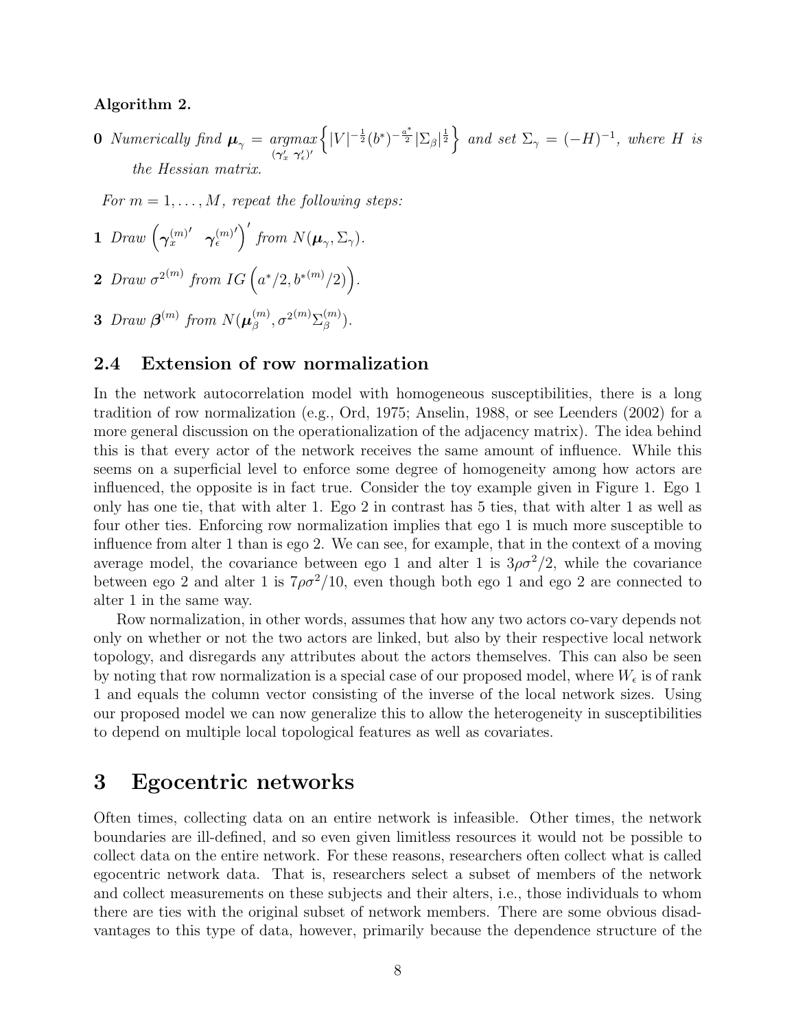**Algorithm 2.**

**0** *Numerically find* $\boldsymbol{\mu}_\gamma = \underset{(\gamma_x' \ \gamma_\epsilon')'}{argmax}\left\{|V|^{-\frac{1}{2}}(b^*)^{-\frac{a^*}{2}}|\Sigma_\beta|^{\frac{1}{2}}\right\}$ *and set* $\Sigma_\gamma = (-H)^{-1}$*, where* $H$ *is the Hessian matrix.*

*For* $m = 1, \ldots, M$*, repeat the following steps:*

**1** *Draw* $\left(\boldsymbol{\gamma}_x^{(m)\prime} \quad \boldsymbol{\gamma}_\epsilon^{(m)\prime}\right)'$ *from* $N(\boldsymbol{\mu}_\gamma, \Sigma_\gamma)$.

**2** *Draw* $\sigma^{2(m)}$ *from* $IG\left(a^*/2, b^{*(m)}/2)\right)$.

**3** *Draw* $\boldsymbol{\beta}^{(m)}$ *from* $N(\boldsymbol{\mu}_\beta^{(m)}, \sigma^{2(m)}\Sigma_\beta^{(m)})$.

### 2.4 Extension of row normalization

In the network autocorrelation model with homogeneous susceptibilities, there is a long tradition of row normalization (e.g., Ord, 1975; Anselin, 1988, or see Leenders (2002) for a more general discussion on the operationalization of the adjacency matrix). The idea behind this is that every actor of the network receives the same amount of influence. While this seems on a superficial level to enforce some degree of homogeneity among how actors are influenced, the opposite is in fact true. Consider the toy example given in Figure 1. Ego 1 only has one tie, that with alter 1. Ego 2 in contrast has 5 ties, that with alter 1 as well as four other ties. Enforcing row normalization implies that ego 1 is much more susceptible to influence from alter 1 than is ego 2. We can see, for example, that in the context of a moving average model, the covariance between ego 1 and alter 1 is $3\rho\sigma^2/2$, while the covariance between ego 2 and alter 1 is $7\rho\sigma^2/10$, even though both ego 1 and ego 2 are connected to alter 1 in the same way.

Row normalization, in other words, assumes that how any two actors co-vary depends not only on whether or not the two actors are linked, but also by their respective local network topology, and disregards any attributes about the actors themselves. This can also be seen by noting that row normalization is a special case of our proposed model, where $W_\epsilon$ is of rank 1 and equals the column vector consisting of the inverse of the local network sizes. Using our proposed model we can now generalize this to allow the heterogeneity in susceptibilities to depend on multiple local topological features as well as covariates.

## 3 Egocentric networks

Often times, collecting data on an entire network is infeasible. Other times, the network boundaries are ill-defined, and so even given limitless resources it would not be possible to collect data on the entire network. For these reasons, researchers often collect what is called egocentric network data. That is, researchers select a subset of members of the network and collect measurements on these subjects and their alters, i.e., those individuals to whom there are ties with the original subset of network members. There are some obvious disadvantages to this type of data, however, primarily because the dependence structure of the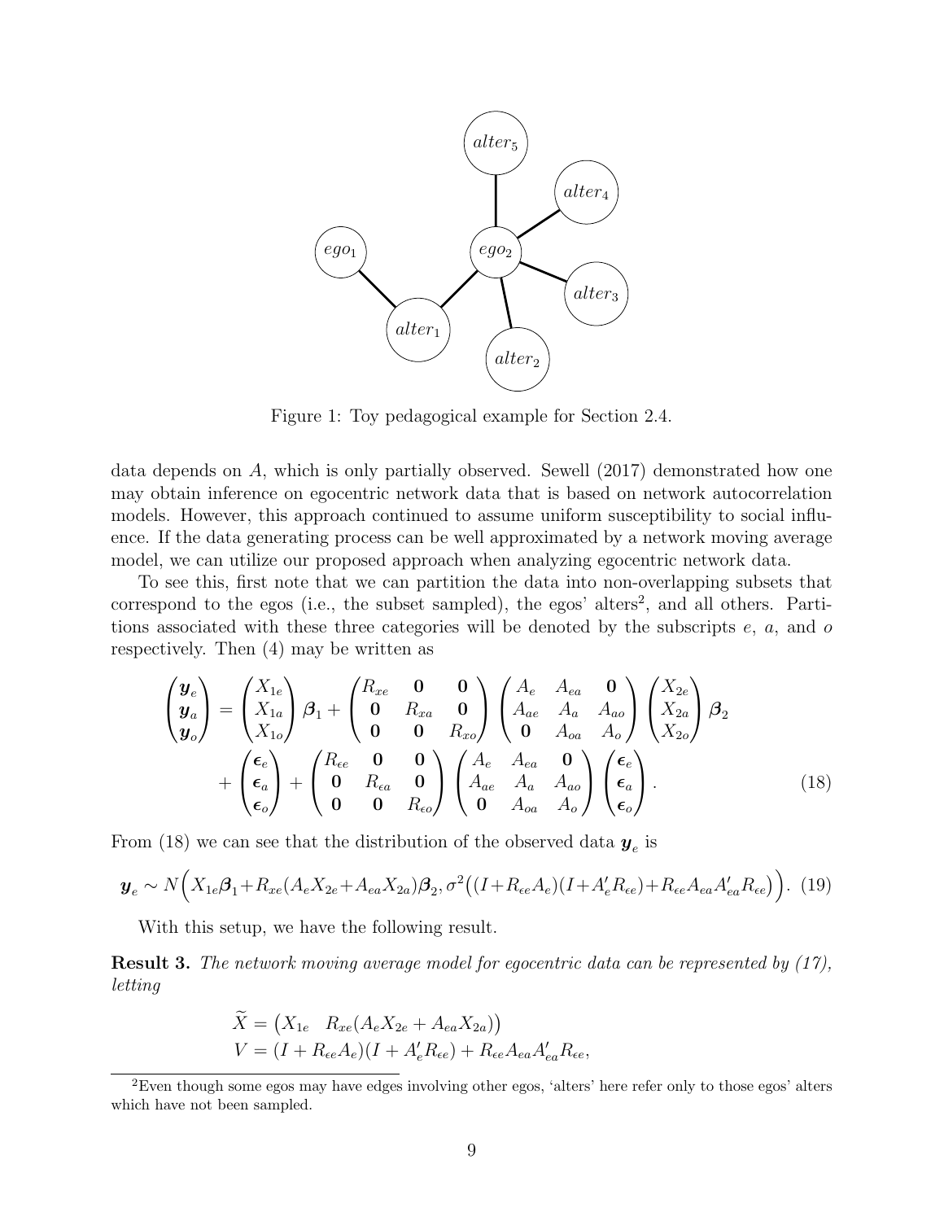Figure 1: Toy pedagogical example for Section 2.4.

data depends on $A$, which is only partially observed. Sewell (2017) demonstrated how one may obtain inference on egocentric network data that is based on network autocorrelation models. However, this approach continued to assume uniform susceptibility to social influence. If the data generating process can be well approximated by a network moving average model, we can utilize our proposed approach when analyzing egocentric network data.

To see this, first note that we can partition the data into non-overlapping subsets that correspond to the egos (i.e., the subset sampled), the egos' alters[2], and all others. Partitions associated with these three categories will be denoted by the subscripts $e$, $a$, and $o$ respectively. Then (4) may be written as

$$
\begin{pmatrix} \boldsymbol{y}_e \\ \boldsymbol{y}_a \\ \boldsymbol{y}_o \end{pmatrix} = \begin{pmatrix} X_{1e} \\ X_{1a} \\ X_{1o} \end{pmatrix} \boldsymbol{\beta}_1 + \begin{pmatrix} R_{xe} & \mathbf{0} & \mathbf{0} \\ \mathbf{0} & R_{xa} & \mathbf{0} \\ \mathbf{0} & \mathbf{0} & R_{xo} \end{pmatrix} \begin{pmatrix} A_e & A_{ea} & \mathbf{0} \\ A_{ae} & A_a & A_{ao} \\ \mathbf{0} & A_{oa} & A_o \end{pmatrix} \begin{pmatrix} X_{2e} \\ X_{2a} \\ X_{2o} \end{pmatrix} \boldsymbol{\beta}_2
$$
$$
+ \begin{pmatrix} \boldsymbol{\epsilon}_e \\ \boldsymbol{\epsilon}_a \\ \boldsymbol{\epsilon}_o \end{pmatrix} + \begin{pmatrix} R_{\epsilon e} & \mathbf{0} & \mathbf{0} \\ \mathbf{0} & R_{\epsilon a} & \mathbf{0} \\ \mathbf{0} & \mathbf{0} & R_{\epsilon o} \end{pmatrix} \begin{pmatrix} A_e & A_{ea} & \mathbf{0} \\ A_{ae} & A_a & A_{ao} \\ \mathbf{0} & A_{oa} & A_o \end{pmatrix} \begin{pmatrix} \boldsymbol{\epsilon}_e \\ \boldsymbol{\epsilon}_a \\ \boldsymbol{\epsilon}_o \end{pmatrix}. \tag{18}
$$

From (18) we can see that the distribution of the observed data $\boldsymbol{y}_e$ is

$$
\boldsymbol{y}_e \sim N\Big(X_{1e}\boldsymbol{\beta}_1 + R_{xe}(A_e X_{2e} + A_{ea} X_{2a})\boldsymbol{\beta}_2, \sigma^2\big((I + R_{\epsilon e} A_e)(I + A_e' R_{\epsilon e}) + R_{\epsilon e} A_{ea} A_{ea}' R_{\epsilon e}\big)\Big). \tag{19}
$$

With this setup, we have the following result.

**Result 3.** *The network moving average model for egocentric data can be represented by (17), letting*

$$
\begin{aligned}
\widetilde{X} &= \begin{pmatrix} X_{1e} & R_{xe}(A_e X_{2e} + A_{ea} X_{2a}) \end{pmatrix} \\
V &= (I + R_{\epsilon e} A_e)(I + A_e' R_{\epsilon e}) + R_{\epsilon e} A_{ea} A_{ea}' R_{\epsilon e},
\end{aligned}
$$

[2] Even though some egos may have edges involving other egos, 'alters' here refer only to those egos' alters which have not been sampled.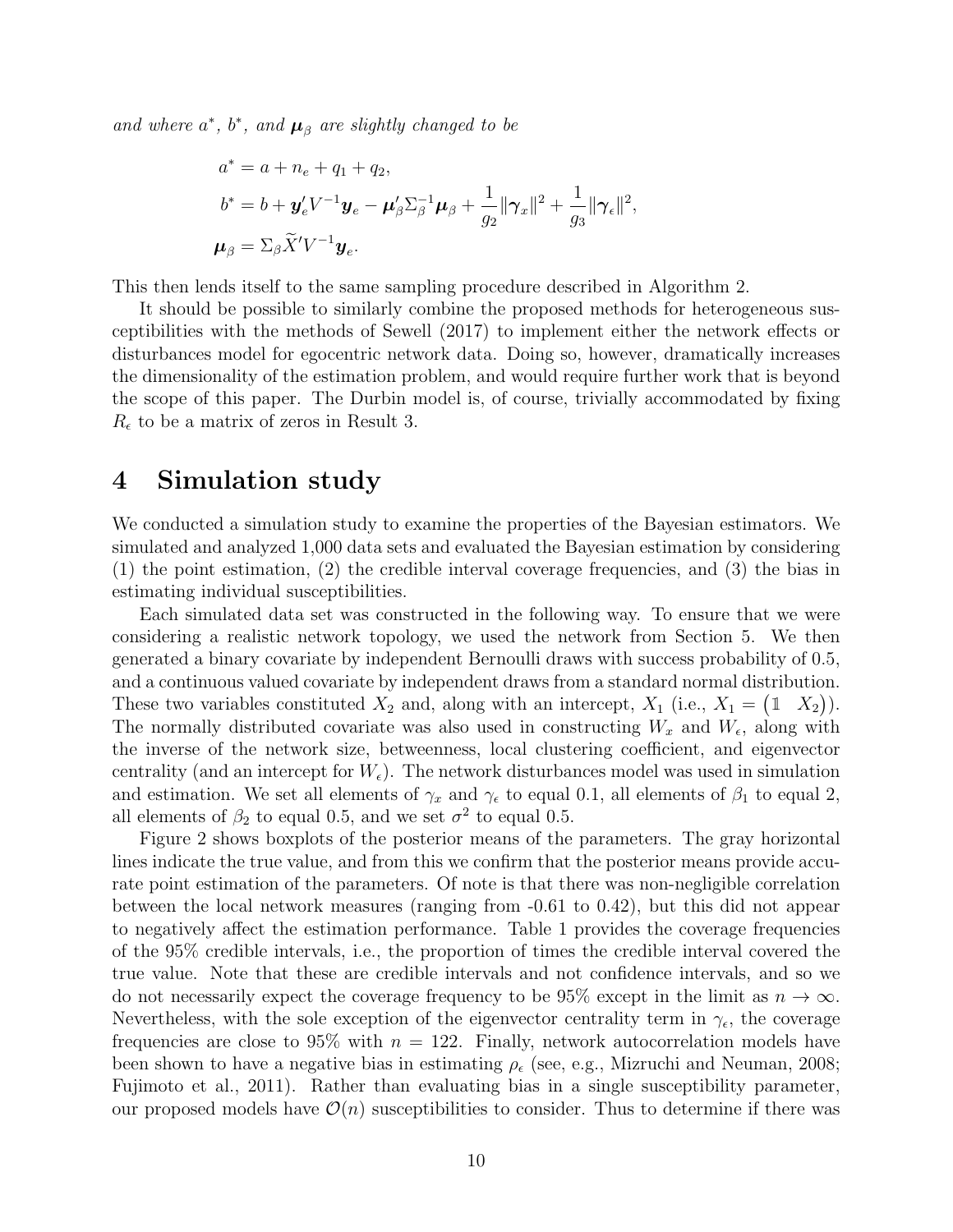*and where $a^*$, $b^*$, and $\boldsymbol{\mu}_\beta$ are slightly changed to be*

$$
\begin{aligned}
a^* &= a + n_e + q_1 + q_2, \\
b^* &= b + \boldsymbol{y}_e' V^{-1} \boldsymbol{y}_e - \boldsymbol{\mu}_\beta' \Sigma_\beta^{-1} \boldsymbol{\mu}_\beta + \frac{1}{g_2} \|\boldsymbol{\gamma}_x\|^2 + \frac{1}{g_3} \|\boldsymbol{\gamma}_\epsilon\|^2, \\
\boldsymbol{\mu}_\beta &= \Sigma_\beta \widetilde{X}' V^{-1} \boldsymbol{y}_e.
\end{aligned}
$$

This then lends itself to the same sampling procedure described in Algorithm 2.

It should be possible to similarly combine the proposed methods for heterogeneous susceptibilities with the methods of Sewell (2017) to implement either the network effects or disturbances model for egocentric network data. Doing so, however, dramatically increases the dimensionality of the estimation problem, and would require further work that is beyond the scope of this paper. The Durbin model is, of course, trivially accommodated by fixing $R_\epsilon$ to be a matrix of zeros in Result 3.

# 4 Simulation study

We conducted a simulation study to examine the properties of the Bayesian estimators. We simulated and analyzed 1,000 data sets and evaluated the Bayesian estimation by considering (1) the point estimation, (2) the credible interval coverage frequencies, and (3) the bias in estimating individual susceptibilities.

Each simulated data set was constructed in the following way. To ensure that we were considering a realistic network topology, we used the network from Section 5. We then generated a binary covariate by independent Bernoulli draws with success probability of 0.5, and a continuous valued covariate by independent draws from a standard normal distribution. These two variables constituted $X_2$ and, along with an intercept, $X_1$ (i.e., $X_1 = \begin{pmatrix} \mathbb{1} & X_2 \end{pmatrix}$). The normally distributed covariate was also used in constructing $W_x$ and $W_\epsilon$, along with the inverse of the network size, betweenness, local clustering coefficient, and eigenvector centrality (and an intercept for $W_\epsilon$). The network disturbances model was used in simulation and estimation. We set all elements of $\gamma_x$ and $\gamma_\epsilon$ to equal 0.1, all elements of $\beta_1$ to equal 2, all elements of $\beta_2$ to equal 0.5, and we set $\sigma^2$ to equal 0.5.

Figure 2 shows boxplots of the posterior means of the parameters. The gray horizontal lines indicate the true value, and from this we confirm that the posterior means provide accurate point estimation of the parameters. Of note is that there was non-negligible correlation between the local network measures (ranging from -0.61 to 0.42), but this did not appear to negatively affect the estimation performance. Table 1 provides the coverage frequencies of the 95% credible intervals, i.e., the proportion of times the credible interval covered the true value. Note that these are credible intervals and not confidence intervals, and so we do not necessarily expect the coverage frequency to be 95% except in the limit as $n \to \infty$. Nevertheless, with the sole exception of the eigenvector centrality term in $\gamma_\epsilon$, the coverage frequencies are close to 95% with $n = 122$. Finally, network autocorrelation models have been shown to have a negative bias in estimating $\rho_\epsilon$ (see, e.g., Mizruchi and Neuman, 2008; Fujimoto et al., 2011). Rather than evaluating bias in a single susceptibility parameter, our proposed models have $\mathcal{O}(n)$ susceptibilities to consider. Thus to determine if there was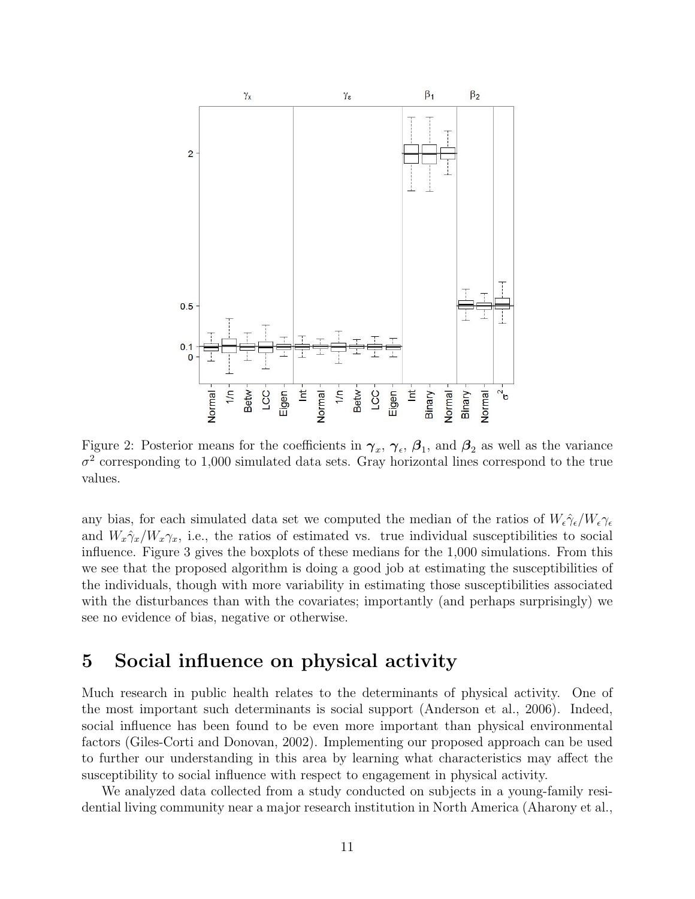Figure 2: Posterior means for the coefficients in $\boldsymbol{\gamma}_x$, $\boldsymbol{\gamma}_\epsilon$, $\boldsymbol{\beta}_1$, and $\boldsymbol{\beta}_2$ as well as the variance $\sigma^2$ corresponding to 1,000 simulated data sets. Gray horizontal lines correspond to the true values.

any bias, for each simulated data set we computed the median of the ratios of $W_\epsilon\hat{\gamma}_\epsilon/W_\epsilon\gamma_\epsilon$ and $W_x\hat{\gamma}_x/W_x\gamma_x$, i.e., the ratios of estimated vs. true individual susceptibilities to social influence. Figure 3 gives the boxplots of these medians for the 1,000 simulations. From this we see that the proposed algorithm is doing a good job at estimating the susceptibilities of the individuals, though with more variability in estimating those susceptibilities associated with the disturbances than with the covariates; importantly (and perhaps surprisingly) we see no evidence of bias, negative or otherwise.

# 5 Social influence on physical activity

Much research in public health relates to the determinants of physical activity. One of the most important such determinants is social support (Anderson et al., 2006). Indeed, social influence has been found to be even more important than physical environmental factors (Giles-Corti and Donovan, 2002). Implementing our proposed approach can be used to further our understanding in this area by learning what characteristics may affect the susceptibility to social influence with respect to engagement in physical activity.

We analyzed data collected from a study conducted on subjects in a young-family residential living community near a major research institution in North America (Aharony et al.,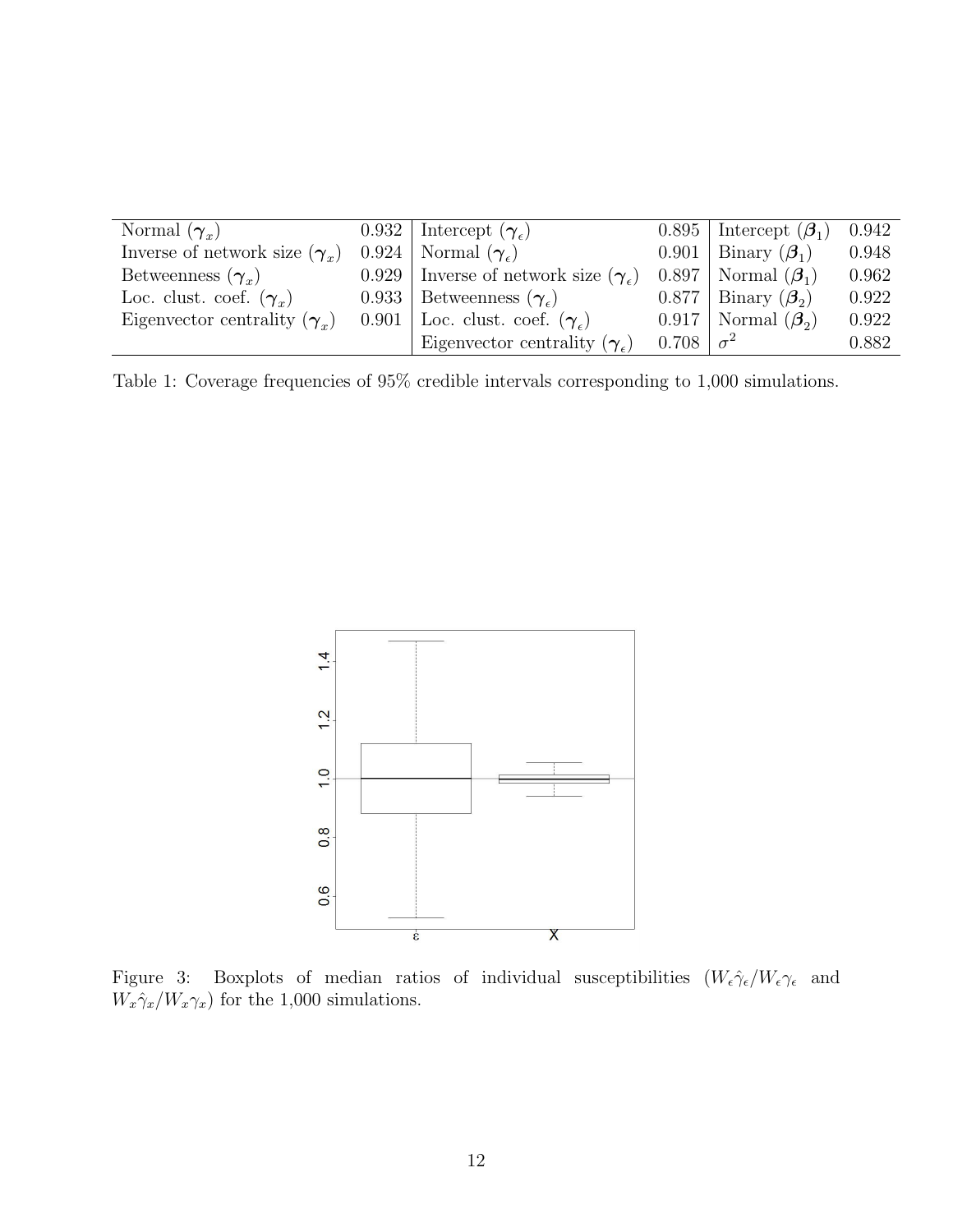| | | | | | |
|---|---|---|---|---|---|
| Normal ($\boldsymbol{\gamma}_x$) | 0.932 | Intercept ($\boldsymbol{\gamma}_\epsilon$) | 0.895 | Intercept ($\boldsymbol{\beta}_1$) | 0.942 |
| Inverse of network size ($\boldsymbol{\gamma}_x$) | 0.924 | Normal ($\boldsymbol{\gamma}_\epsilon$) | 0.901 | Binary ($\boldsymbol{\beta}_1$) | 0.948 |
| Betweenness ($\boldsymbol{\gamma}_x$) | 0.929 | Inverse of network size ($\boldsymbol{\gamma}_\epsilon$) | 0.897 | Normal ($\boldsymbol{\beta}_1$) | 0.962 |
| Loc. clust. coef. ($\boldsymbol{\gamma}_x$) | 0.933 | Betweenness ($\boldsymbol{\gamma}_\epsilon$) | 0.877 | Binary ($\boldsymbol{\beta}_2$) | 0.922 |
| Eigenvector centrality ($\boldsymbol{\gamma}_x$) | 0.901 | Loc. clust. coef. ($\boldsymbol{\gamma}_\epsilon$) | 0.917 | Normal ($\boldsymbol{\beta}_2$) | 0.922 |
| | | Eigenvector centrality ($\boldsymbol{\gamma}_\epsilon$) | 0.708 | $\sigma^2$ | 0.882 |

Table 1: Coverage frequencies of 95% credible intervals corresponding to 1,000 simulations.

Figure 3: Boxplots of median ratios of individual susceptibilities ($W_\epsilon \hat{\gamma}_\epsilon / W_\epsilon \gamma_\epsilon$ and $W_x \hat{\gamma}_x / W_x \gamma_x$) for the 1,000 simulations.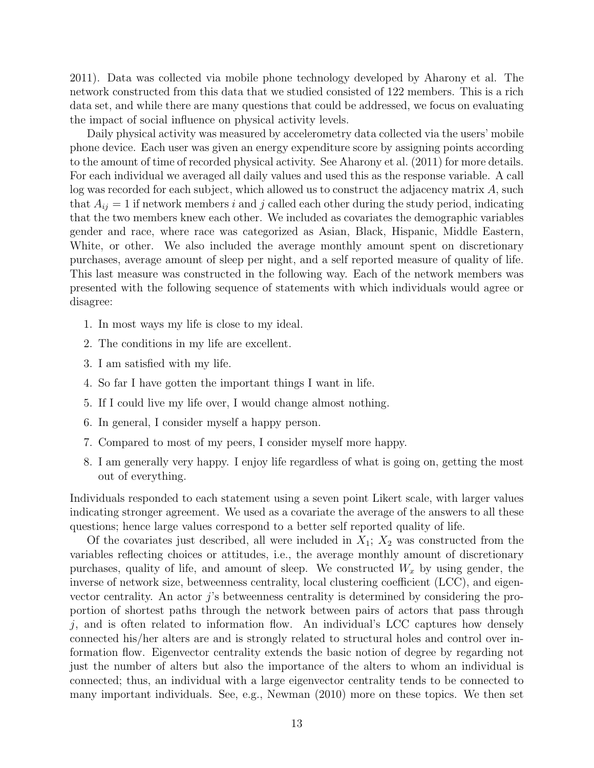2011). Data was collected via mobile phone technology developed by Aharony et al. The network constructed from this data that we studied consisted of 122 members. This is a rich data set, and while there are many questions that could be addressed, we focus on evaluating the impact of social influence on physical activity levels.

Daily physical activity was measured by accelerometry data collected via the users' mobile phone device. Each user was given an energy expenditure score by assigning points according to the amount of time of recorded physical activity. See Aharony et al. (2011) for more details. For each individual we averaged all daily values and used this as the response variable. A call log was recorded for each subject, which allowed us to construct the adjacency matrix $A$, such that $A_{ij} = 1$ if network members $i$ and $j$ called each other during the study period, indicating that the two members knew each other. We included as covariates the demographic variables gender and race, where race was categorized as Asian, Black, Hispanic, Middle Eastern, White, or other. We also included the average monthly amount spent on discretionary purchases, average amount of sleep per night, and a self reported measure of quality of life. This last measure was constructed in the following way. Each of the network members was presented with the following sequence of statements with which individuals would agree or disagree:

1. In most ways my life is close to my ideal.
2. The conditions in my life are excellent.
3. I am satisfied with my life.
4. So far I have gotten the important things I want in life.
5. If I could live my life over, I would change almost nothing.
6. In general, I consider myself a happy person.
7. Compared to most of my peers, I consider myself more happy.
8. I am generally very happy. I enjoy life regardless of what is going on, getting the most out of everything.

Individuals responded to each statement using a seven point Likert scale, with larger values indicating stronger agreement. We used as a covariate the average of the answers to all these questions; hence large values correspond to a better self reported quality of life.

Of the covariates just described, all were included in $X_1$; $X_2$ was constructed from the variables reflecting choices or attitudes, i.e., the average monthly amount of discretionary purchases, quality of life, and amount of sleep. We constructed $W_x$ by using gender, the inverse of network size, betweenness centrality, local clustering coefficient (LCC), and eigenvector centrality. An actor $j$'s betweenness centrality is determined by considering the proportion of shortest paths through the network between pairs of actors that pass through $j$, and is often related to information flow. An individual's LCC captures how densely connected his/her alters are and is strongly related to structural holes and control over information flow. Eigenvector centrality extends the basic notion of degree by regarding not just the number of alters but also the importance of the alters to whom an individual is connected; thus, an individual with a large eigenvector centrality tends to be connected to many important individuals. See, e.g., Newman (2010) more on these topics. We then set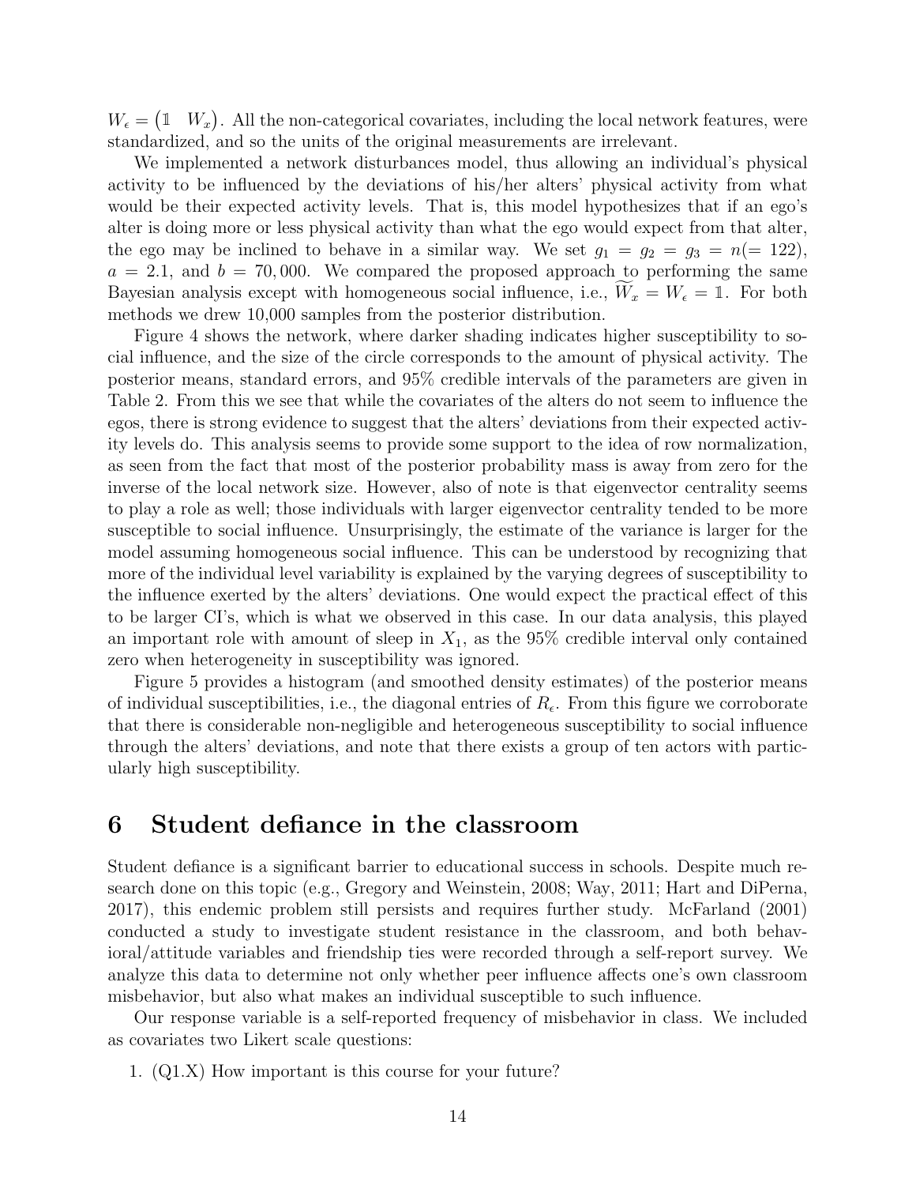$W_\epsilon = \begin{pmatrix} \mathbb{1} & W_x \end{pmatrix}$. All the non-categorical covariates, including the local network features, were standardized, and so the units of the original measurements are irrelevant.

We implemented a network disturbances model, thus allowing an individual's physical activity to be influenced by the deviations of his/her alters' physical activity from what would be their expected activity levels. That is, this model hypothesizes that if an ego's alter is doing more or less physical activity than what the ego would expect from that alter, the ego may be inclined to behave in a similar way. We set $g_1 = g_2 = g_3 = n(= 122)$, $a = 2.1$, and $b = 70,000$. We compared the proposed approach to performing the same Bayesian analysis except with homogeneous social influence, i.e., $\widetilde{W}_x = W_\epsilon = \mathbb{1}$. For both methods we drew 10,000 samples from the posterior distribution.

Figure 4 shows the network, where darker shading indicates higher susceptibility to social influence, and the size of the circle corresponds to the amount of physical activity. The posterior means, standard errors, and 95% credible intervals of the parameters are given in Table 2. From this we see that while the covariates of the alters do not seem to influence the egos, there is strong evidence to suggest that the alters' deviations from their expected activity levels do. This analysis seems to provide some support to the idea of row normalization, as seen from the fact that most of the posterior probability mass is away from zero for the inverse of the local network size. However, also of note is that eigenvector centrality seems to play a role as well; those individuals with larger eigenvector centrality tended to be more susceptible to social influence. Unsurprisingly, the estimate of the variance is larger for the model assuming homogeneous social influence. This can be understood by recognizing that more of the individual level variability is explained by the varying degrees of susceptibility to the influence exerted by the alters' deviations. One would expect the practical effect of this to be larger CI's, which is what we observed in this case. In our data analysis, this played an important role with amount of sleep in $X_1$, as the 95% credible interval only contained zero when heterogeneity in susceptibility was ignored.

Figure 5 provides a histogram (and smoothed density estimates) of the posterior means of individual susceptibilities, i.e., the diagonal entries of $R_\epsilon$. From this figure we corroborate that there is considerable non-negligible and heterogeneous susceptibility to social influence through the alters' deviations, and note that there exists a group of ten actors with particularly high susceptibility.

# 6 Student defiance in the classroom

Student defiance is a significant barrier to educational success in schools. Despite much research done on this topic (e.g., Gregory and Weinstein, 2008; Way, 2011; Hart and DiPerna, 2017), this endemic problem still persists and requires further study. McFarland (2001) conducted a study to investigate student resistance in the classroom, and both behavioral/attitude variables and friendship ties were recorded through a self-report survey. We analyze this data to determine not only whether peer influence affects one's own classroom misbehavior, but also what makes an individual susceptible to such influence.

Our response variable is a self-reported frequency of misbehavior in class. We included as covariates two Likert scale questions:

1. (Q1.X) How important is this course for your future?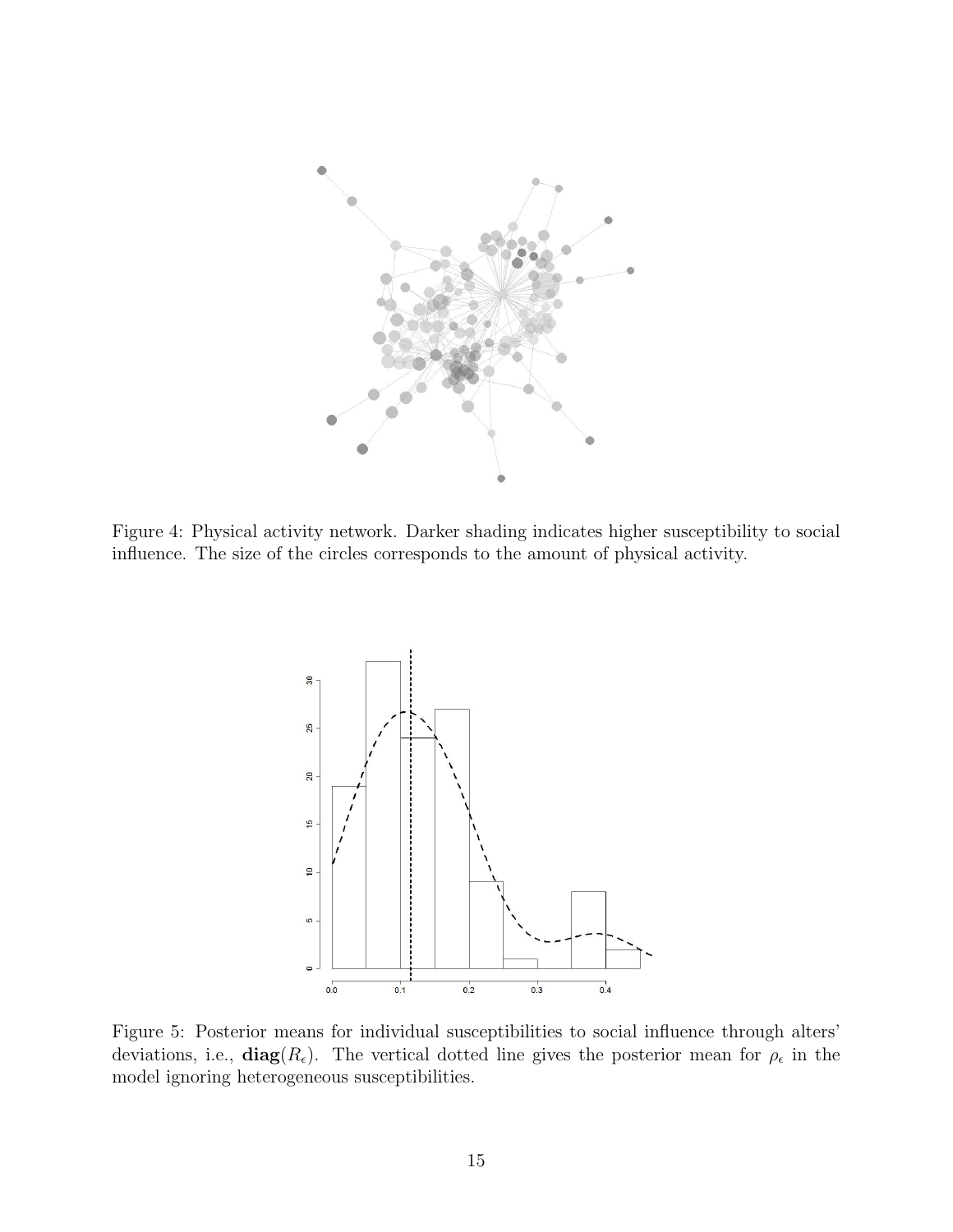Figure 4: Physical activity network. Darker shading indicates higher susceptibility to social influence. The size of the circles corresponds to the amount of physical activity.

Figure 5: Posterior means for individual susceptibilities to social influence through alters' deviations, i.e., $\mathbf{diag}(R_\epsilon)$. The vertical dotted line gives the posterior mean for $\rho_\epsilon$ in the model ignoring heterogeneous susceptibilities.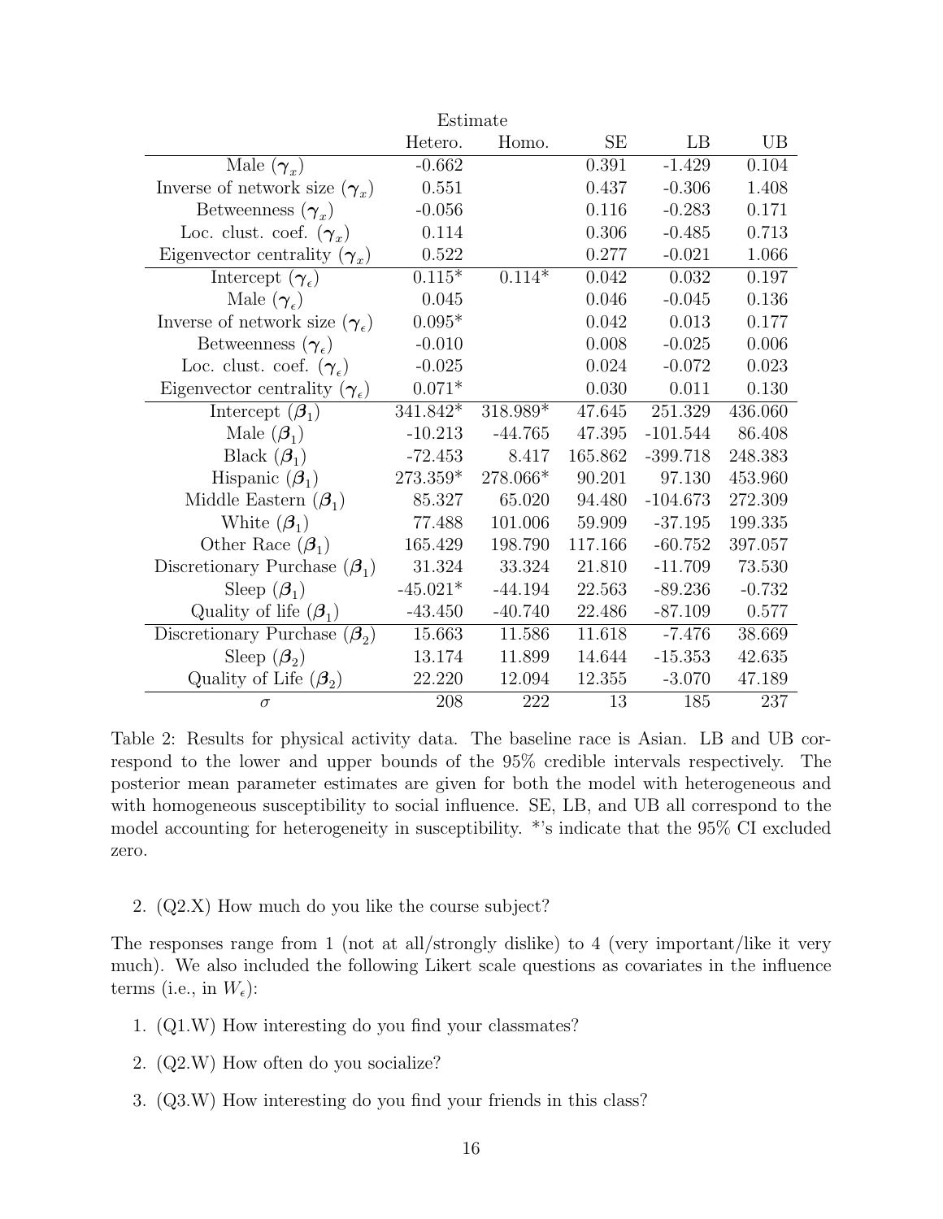| | Estimate | | | | |
|---|---|---|---|---|---|
| | Hetero. | Homo. | SE | LB | UB |
| Male ($\boldsymbol{\gamma}_x$) | -0.662 | | 0.391 | -1.429 | 0.104 |
| Inverse of network size ($\boldsymbol{\gamma}_x$) | 0.551 | | 0.437 | -0.306 | 1.408 |
| Betweenness ($\boldsymbol{\gamma}_x$) | -0.056 | | 0.116 | -0.283 | 0.171 |
| Loc. clust. coef. ($\boldsymbol{\gamma}_x$) | 0.114 | | 0.306 | -0.485 | 0.713 |
| Eigenvector centrality ($\boldsymbol{\gamma}_x$) | 0.522 | | 0.277 | -0.021 | 1.066 |
| Intercept ($\boldsymbol{\gamma}_\epsilon$) | 0.115* | 0.114* | 0.042 | 0.032 | 0.197 |
| Male ($\boldsymbol{\gamma}_\epsilon$) | 0.045 | | 0.046 | -0.045 | 0.136 |
| Inverse of network size ($\boldsymbol{\gamma}_\epsilon$) | 0.095* | | 0.042 | 0.013 | 0.177 |
| Betweenness ($\boldsymbol{\gamma}_\epsilon$) | -0.010 | | 0.008 | -0.025 | 0.006 |
| Loc. clust. coef. ($\boldsymbol{\gamma}_\epsilon$) | -0.025 | | 0.024 | -0.072 | 0.023 |
| Eigenvector centrality ($\boldsymbol{\gamma}_\epsilon$) | 0.071* | | 0.030 | 0.011 | 0.130 |
| Intercept ($\boldsymbol{\beta}_1$) | 341.842* | 318.989* | 47.645 | 251.329 | 436.060 |
| Male ($\boldsymbol{\beta}_1$) | -10.213 | -44.765 | 47.395 | -101.544 | 86.408 |
| Black ($\boldsymbol{\beta}_1$) | -72.453 | 8.417 | 165.862 | -399.718 | 248.383 |
| Hispanic ($\boldsymbol{\beta}_1$) | 273.359* | 278.066* | 90.201 | 97.130 | 453.960 |
| Middle Eastern ($\boldsymbol{\beta}_1$) | 85.327 | 65.020 | 94.480 | -104.673 | 272.309 |
| White ($\boldsymbol{\beta}_1$) | 77.488 | 101.006 | 59.909 | -37.195 | 199.335 |
| Other Race ($\boldsymbol{\beta}_1$) | 165.429 | 198.790 | 117.166 | -60.752 | 397.057 |
| Discretionary Purchase ($\boldsymbol{\beta}_1$) | 31.324 | 33.324 | 21.810 | -11.709 | 73.530 |
| Sleep ($\boldsymbol{\beta}_1$) | -45.021* | -44.194 | 22.563 | -89.236 | -0.732 |
| Quality of life ($\boldsymbol{\beta}_1$) | -43.450 | -40.740 | 22.486 | -87.109 | 0.577 |
| Discretionary Purchase ($\boldsymbol{\beta}_2$) | 15.663 | 11.586 | 11.618 | -7.476 | 38.669 |
| Sleep ($\boldsymbol{\beta}_2$) | 13.174 | 11.899 | 14.644 | -15.353 | 42.635 |
| Quality of Life ($\boldsymbol{\beta}_2$) | 22.220 | 12.094 | 12.355 | -3.070 | 47.189 |
| $\sigma$ | 208 | 222 | 13 | 185 | 237 |

Table 2: Results for physical activity data. The baseline race is Asian. LB and UB correspond to the lower and upper bounds of the 95% credible intervals respectively. The posterior mean parameter estimates are given for both the model with heterogeneous and with homogeneous susceptibility to social influence. SE, LB, and UB all correspond to the model accounting for heterogeneity in susceptibility. *'s indicate that the 95% CI excluded zero.

2. (Q2.X) How much do you like the course subject?

The responses range from 1 (not at all/strongly dislike) to 4 (very important/like it very much). We also included the following Likert scale questions as covariates in the influence terms (i.e., in $W_\epsilon$):

1. (Q1.W) How interesting do you find your classmates?
2. (Q2.W) How often do you socialize?
3. (Q3.W) How interesting do you find your friends in this class?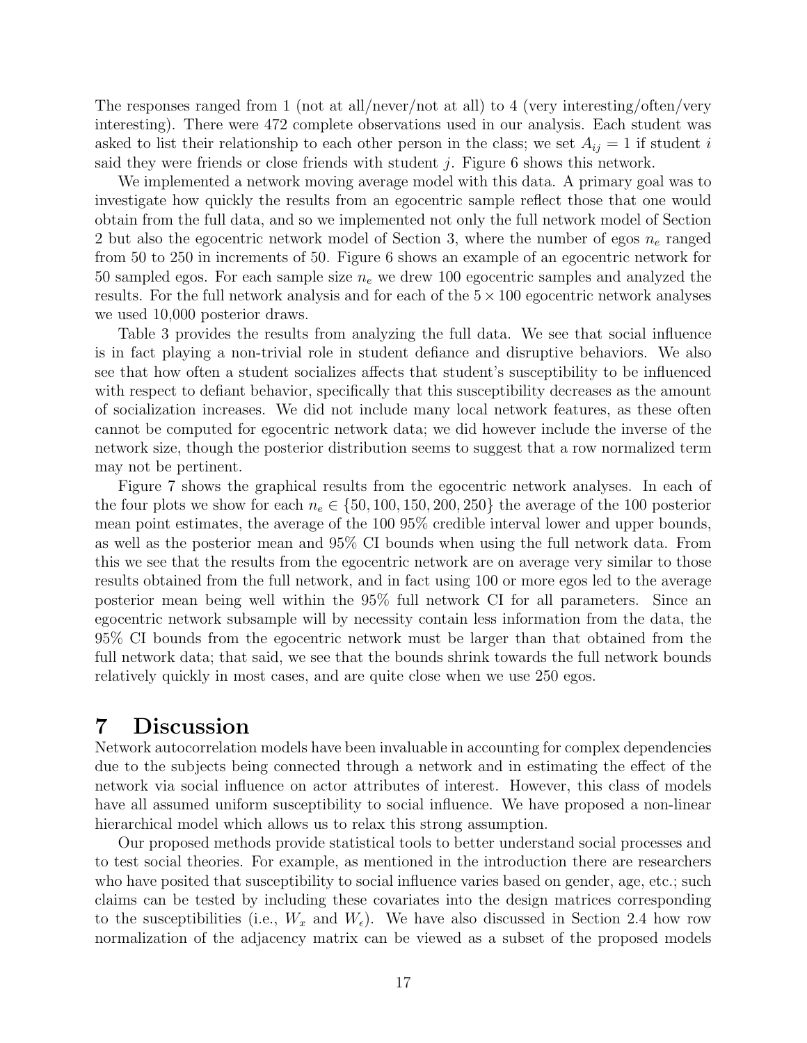The responses ranged from 1 (not at all/never/not at all) to 4 (very interesting/often/very interesting). There were 472 complete observations used in our analysis. Each student was asked to list their relationship to each other person in the class; we set $A_{ij} = 1$ if student $i$ said they were friends or close friends with student $j$. Figure 6 shows this network.

We implemented a network moving average model with this data. A primary goal was to investigate how quickly the results from an egocentric sample reflect those that one would obtain from the full data, and so we implemented not only the full network model of Section 2 but also the egocentric network model of Section 3, where the number of egos $n_e$ ranged from 50 to 250 in increments of 50. Figure 6 shows an example of an egocentric network for 50 sampled egos. For each sample size $n_e$ we drew 100 egocentric samples and analyzed the results. For the full network analysis and for each of the $5 \times 100$ egocentric network analyses we used 10,000 posterior draws.

Table 3 provides the results from analyzing the full data. We see that social influence is in fact playing a non-trivial role in student defiance and disruptive behaviors. We also see that how often a student socializes affects that student's susceptibility to be influenced with respect to defiant behavior, specifically that this susceptibility decreases as the amount of socialization increases. We did not include many local network features, as these often cannot be computed for egocentric network data; we did however include the inverse of the network size, though the posterior distribution seems to suggest that a row normalized term may not be pertinent.

Figure 7 shows the graphical results from the egocentric network analyses. In each of the four plots we show for each $n_e \in \{50, 100, 150, 200, 250\}$ the average of the 100 posterior mean point estimates, the average of the 100 95% credible interval lower and upper bounds, as well as the posterior mean and 95% CI bounds when using the full network data. From this we see that the results from the egocentric network are on average very similar to those results obtained from the full network, and in fact using 100 or more egos led to the average posterior mean being well within the 95% full network CI for all parameters. Since an egocentric network subsample will by necessity contain less information from the data, the 95% CI bounds from the egocentric network must be larger than that obtained from the full network data; that said, we see that the bounds shrink towards the full network bounds relatively quickly in most cases, and are quite close when we use 250 egos.

# 7 Discussion

Network autocorrelation models have been invaluable in accounting for complex dependencies due to the subjects being connected through a network and in estimating the effect of the network via social influence on actor attributes of interest. However, this class of models have all assumed uniform susceptibility to social influence. We have proposed a non-linear hierarchical model which allows us to relax this strong assumption.

Our proposed methods provide statistical tools to better understand social processes and to test social theories. For example, as mentioned in the introduction there are researchers who have posited that susceptibility to social influence varies based on gender, age, etc.; such claims can be tested by including these covariates into the design matrices corresponding to the susceptibilities (i.e., $W_x$ and $W_\epsilon$). We have also discussed in Section 2.4 how row normalization of the adjacency matrix can be viewed as a subset of the proposed models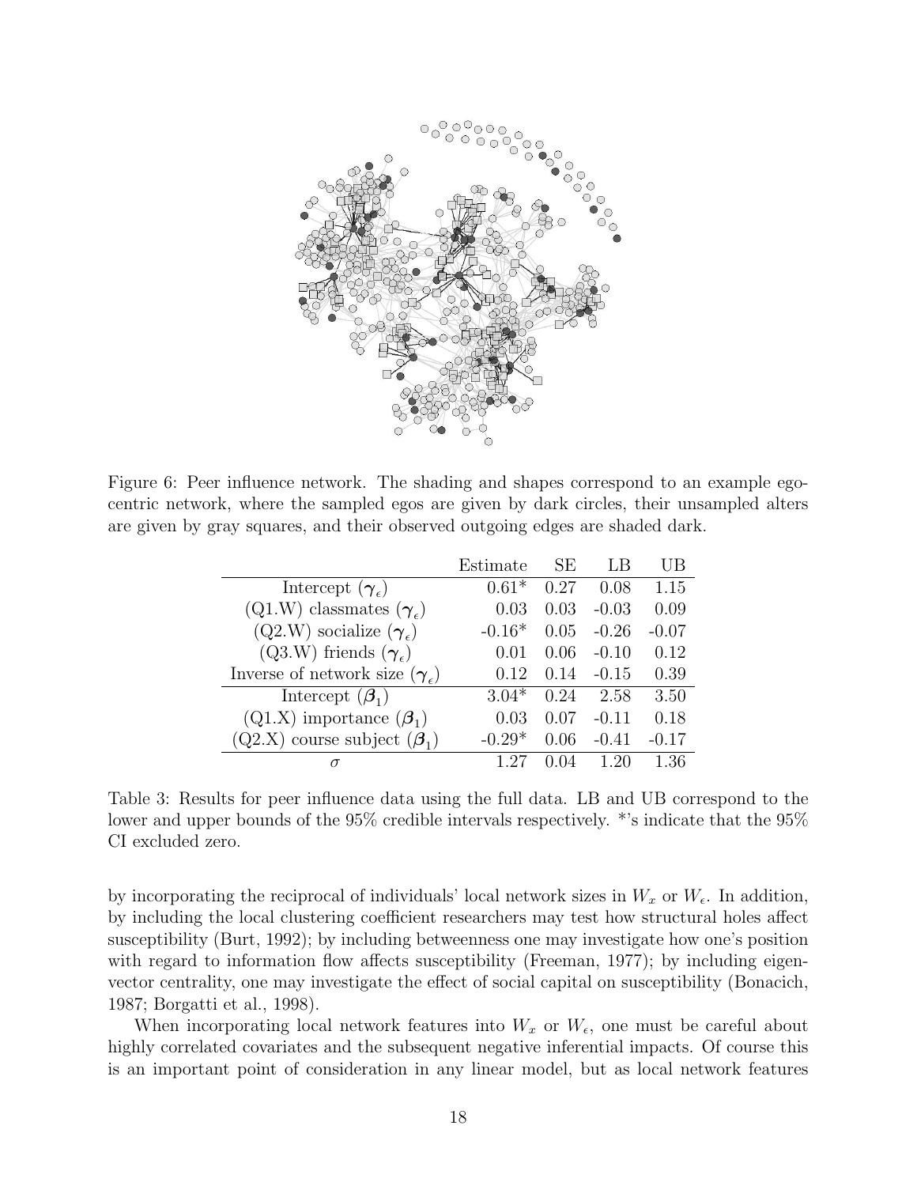Figure 6: Peer influence network. The shading and shapes correspond to an example egocentric network, where the sampled egos are given by dark circles, their unsampled alters are given by gray squares, and their observed outgoing edges are shaded dark.

| | Estimate | SE | LB | UB |
|---|---|---|---|---|
| Intercept ($\boldsymbol{\gamma}_\epsilon$) | 0.61* | 0.27 | 0.08 | 1.15 |
| (Q1.W) classmates ($\boldsymbol{\gamma}_\epsilon$) | 0.03 | 0.03 | -0.03 | 0.09 |
| (Q2.W) socialize ($\boldsymbol{\gamma}_\epsilon$) | -0.16* | 0.05 | -0.26 | -0.07 |
| (Q3.W) friends ($\boldsymbol{\gamma}_\epsilon$) | 0.01 | 0.06 | -0.10 | 0.12 |
| Inverse of network size ($\boldsymbol{\gamma}_\epsilon$) | 0.12 | 0.14 | -0.15 | 0.39 |
| Intercept ($\boldsymbol{\beta}_1$) | 3.04* | 0.24 | 2.58 | 3.50 |
| (Q1.X) importance ($\boldsymbol{\beta}_1$) | 0.03 | 0.07 | -0.11 | 0.18 |
| (Q2.X) course subject ($\boldsymbol{\beta}_1$) | -0.29* | 0.06 | -0.41 | -0.17 |
| $\sigma$ | 1.27 | 0.04 | 1.20 | 1.36 |

Table 3: Results for peer influence data using the full data. LB and UB correspond to the lower and upper bounds of the 95% credible intervals respectively. *'s indicate that the 95% CI excluded zero.

by incorporating the reciprocal of individuals' local network sizes in $W_x$ or $W_\epsilon$. In addition, by including the local clustering coefficient researchers may test how structural holes affect susceptibility (Burt, 1992); by including betweenness one may investigate how one's position with regard to information flow affects susceptibility (Freeman, 1977); by including eigenvector centrality, one may investigate the effect of social capital on susceptibility (Bonacich, 1987; Borgatti et al., 1998).

When incorporating local network features into $W_x$ or $W_\epsilon$, one must be careful about highly correlated covariates and the subsequent negative inferential impacts. Of course this is an important point of consideration in any linear model, but as local network features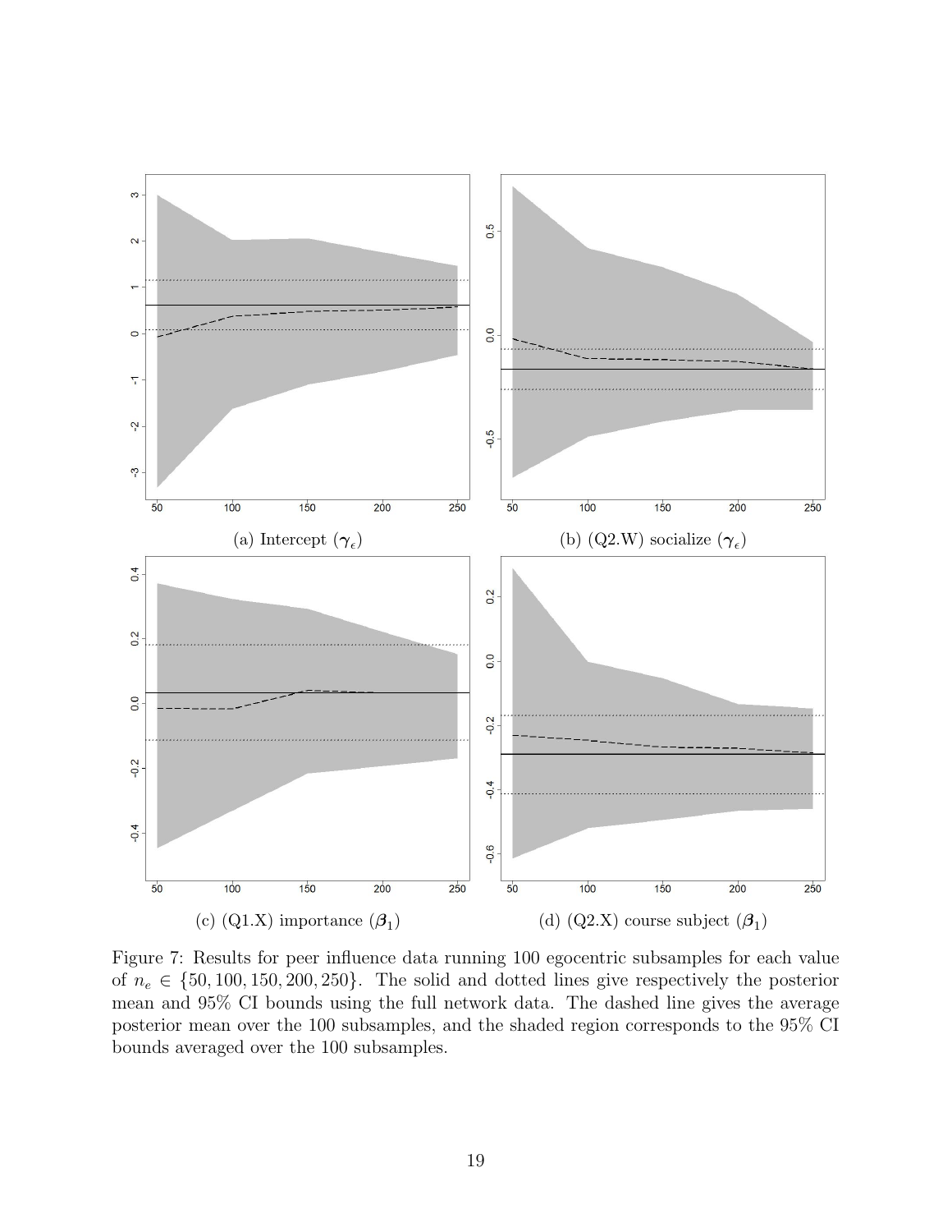(a) Intercept ($\boldsymbol{\gamma}_\epsilon$)

(b) (Q2.W) socialize ($\boldsymbol{\gamma}_\epsilon$)

(c) (Q1.X) importance ($\boldsymbol{\beta}_1$)

(d) (Q2.X) course subject ($\boldsymbol{\beta}_1$)

Figure 7: Results for peer influence data running 100 egocentric subsamples for each value of $n_e \in \{50, 100, 150, 200, 250\}$. The solid and dotted lines give respectively the posterior mean and 95% CI bounds using the full network data. The dashed line gives the average posterior mean over the 100 subsamples, and the shaded region corresponds to the 95% CI bounds averaged over the 100 subsamples.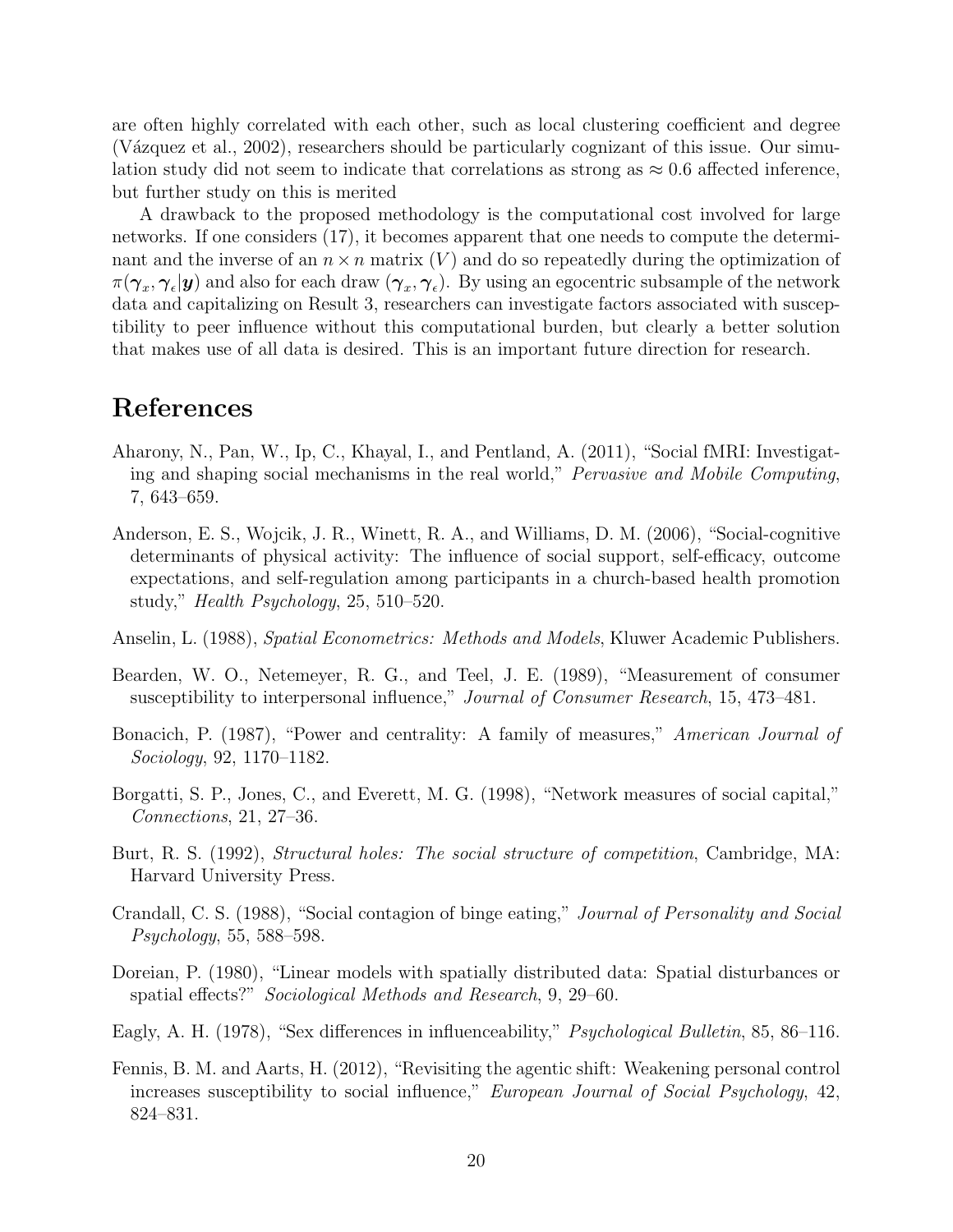are often highly correlated with each other, such as local clustering coefficient and degree (Vázquez et al., 2002), researchers should be particularly cognizant of this issue. Our simulation study did not seem to indicate that correlations as strong as $\approx 0.6$ affected inference, but further study on this is merited

A drawback to the proposed methodology is the computational cost involved for large networks. If one considers (17), it becomes apparent that one needs to compute the determinant and the inverse of an $n \times n$ matrix ($V$) and do so repeatedly during the optimization of $\pi(\boldsymbol{\gamma}_x, \boldsymbol{\gamma}_\epsilon | \boldsymbol{y})$ and also for each draw $(\boldsymbol{\gamma}_x, \boldsymbol{\gamma}_\epsilon)$. By using an egocentric subsample of the network data and capitalizing on Result 3, researchers can investigate factors associated with susceptibility to peer influence without this computational burden, but clearly a better solution that makes use of all data is desired. This is an important future direction for research.

# References

Aharony, N., Pan, W., Ip, C., Khayal, I., and Pentland, A. (2011), "Social fMRI: Investigating and shaping social mechanisms in the real world," *Pervasive and Mobile Computing*, 7, 643–659.

Anderson, E. S., Wojcik, J. R., Winett, R. A., and Williams, D. M. (2006), "Social-cognitive determinants of physical activity: The influence of social support, self-efficacy, outcome expectations, and self-regulation among participants in a church-based health promotion study," *Health Psychology*, 25, 510–520.

Anselin, L. (1988), *Spatial Econometrics: Methods and Models*, Kluwer Academic Publishers.

Bearden, W. O., Netemeyer, R. G., and Teel, J. E. (1989), "Measurement of consumer susceptibility to interpersonal influence," *Journal of Consumer Research*, 15, 473–481.

Bonacich, P. (1987), "Power and centrality: A family of measures," *American Journal of Sociology*, 92, 1170–1182.

Borgatti, S. P., Jones, C., and Everett, M. G. (1998), "Network measures of social capital," *Connections*, 21, 27–36.

Burt, R. S. (1992), *Structural holes: The social structure of competition*, Cambridge, MA: Harvard University Press.

Crandall, C. S. (1988), "Social contagion of binge eating," *Journal of Personality and Social Psychology*, 55, 588–598.

Doreian, P. (1980), "Linear models with spatially distributed data: Spatial disturbances or spatial effects?" *Sociological Methods and Research*, 9, 29–60.

Eagly, A. H. (1978), "Sex differences in influenceability," *Psychological Bulletin*, 85, 86–116.

Fennis, B. M. and Aarts, H. (2012), "Revisiting the agentic shift: Weakening personal control increases susceptibility to social influence," *European Journal of Social Psychology*, 42, 824–831.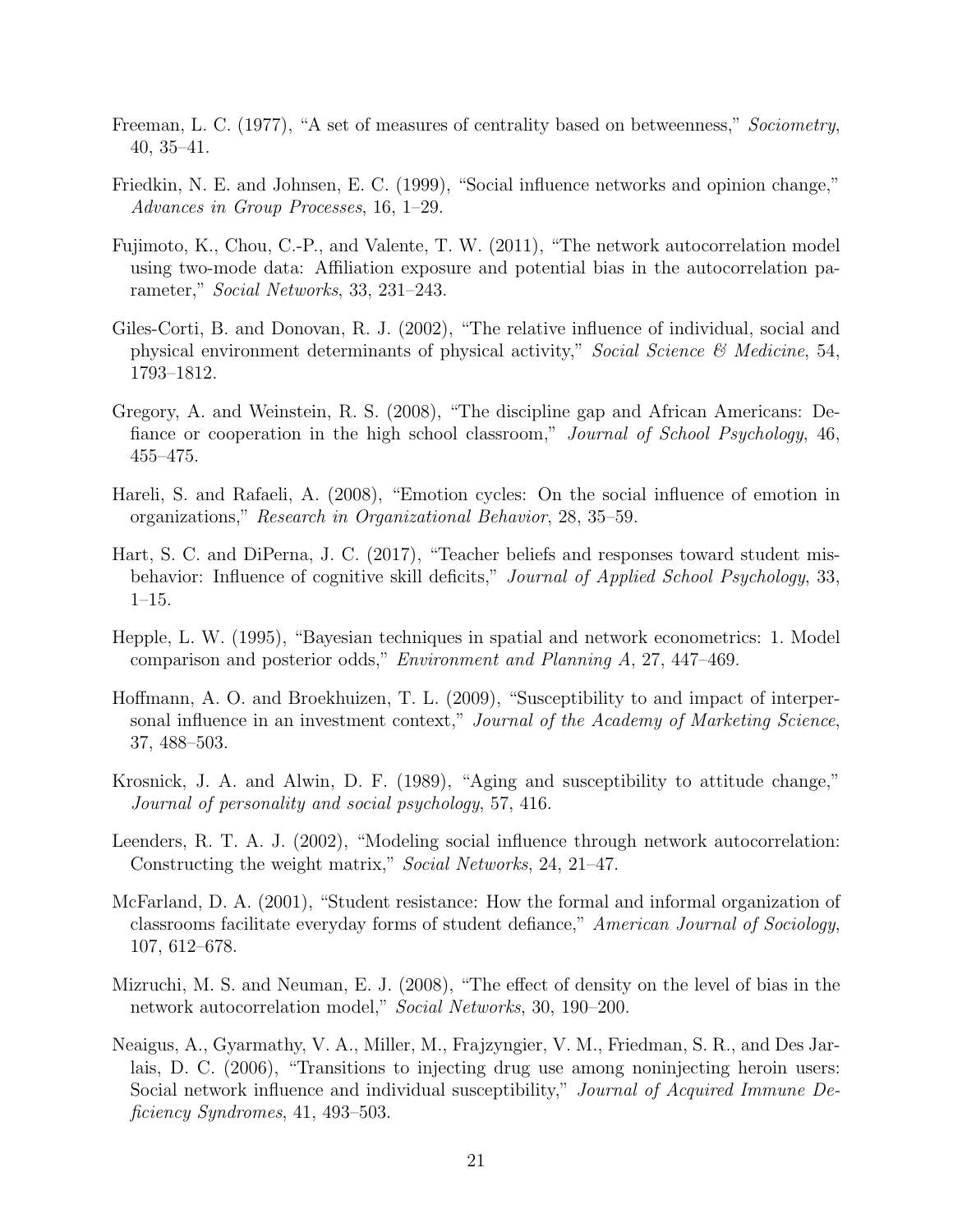Freeman, L. C. (1977), "A set of measures of centrality based on betweenness," *Sociometry*, 40, 35–41.

Friedkin, N. E. and Johnsen, E. C. (1999), "Social influence networks and opinion change," *Advances in Group Processes*, 16, 1–29.

Fujimoto, K., Chou, C.-P., and Valente, T. W. (2011), "The network autocorrelation model using two-mode data: Affiliation exposure and potential bias in the autocorrelation parameter," *Social Networks*, 33, 231–243.

Giles-Corti, B. and Donovan, R. J. (2002), "The relative influence of individual, social and physical environment determinants of physical activity," *Social Science & Medicine*, 54, 1793–1812.

Gregory, A. and Weinstein, R. S. (2008), "The discipline gap and African Americans: Defiance or cooperation in the high school classroom," *Journal of School Psychology*, 46, 455–475.

Hareli, S. and Rafaeli, A. (2008), "Emotion cycles: On the social influence of emotion in organizations," *Research in Organizational Behavior*, 28, 35–59.

Hart, S. C. and DiPerna, J. C. (2017), "Teacher beliefs and responses toward student misbehavior: Influence of cognitive skill deficits," *Journal of Applied School Psychology*, 33, 1–15.

Hepple, L. W. (1995), "Bayesian techniques in spatial and network econometrics: 1. Model comparison and posterior odds," *Environment and Planning A*, 27, 447–469.

Hoffmann, A. O. and Broekhuizen, T. L. (2009), "Susceptibility to and impact of interpersonal influence in an investment context," *Journal of the Academy of Marketing Science*, 37, 488–503.

Krosnick, J. A. and Alwin, D. F. (1989), "Aging and susceptibility to attitude change," *Journal of personality and social psychology*, 57, 416.

Leenders, R. T. A. J. (2002), "Modeling social influence through network autocorrelation: Constructing the weight matrix," *Social Networks*, 24, 21–47.

McFarland, D. A. (2001), "Student resistance: How the formal and informal organization of classrooms facilitate everyday forms of student defiance," *American Journal of Sociology*, 107, 612–678.

Mizruchi, M. S. and Neuman, E. J. (2008), "The effect of density on the level of bias in the network autocorrelation model," *Social Networks*, 30, 190–200.

Neaigus, A., Gyarmathy, V. A., Miller, M., Frajzyngier, V. M., Friedman, S. R., and Des Jarlais, D. C. (2006), "Transitions to injecting drug use among noninjecting heroin users: Social network influence and individual susceptibility," *Journal of Acquired Immune Deficiency Syndromes*, 41, 493–503.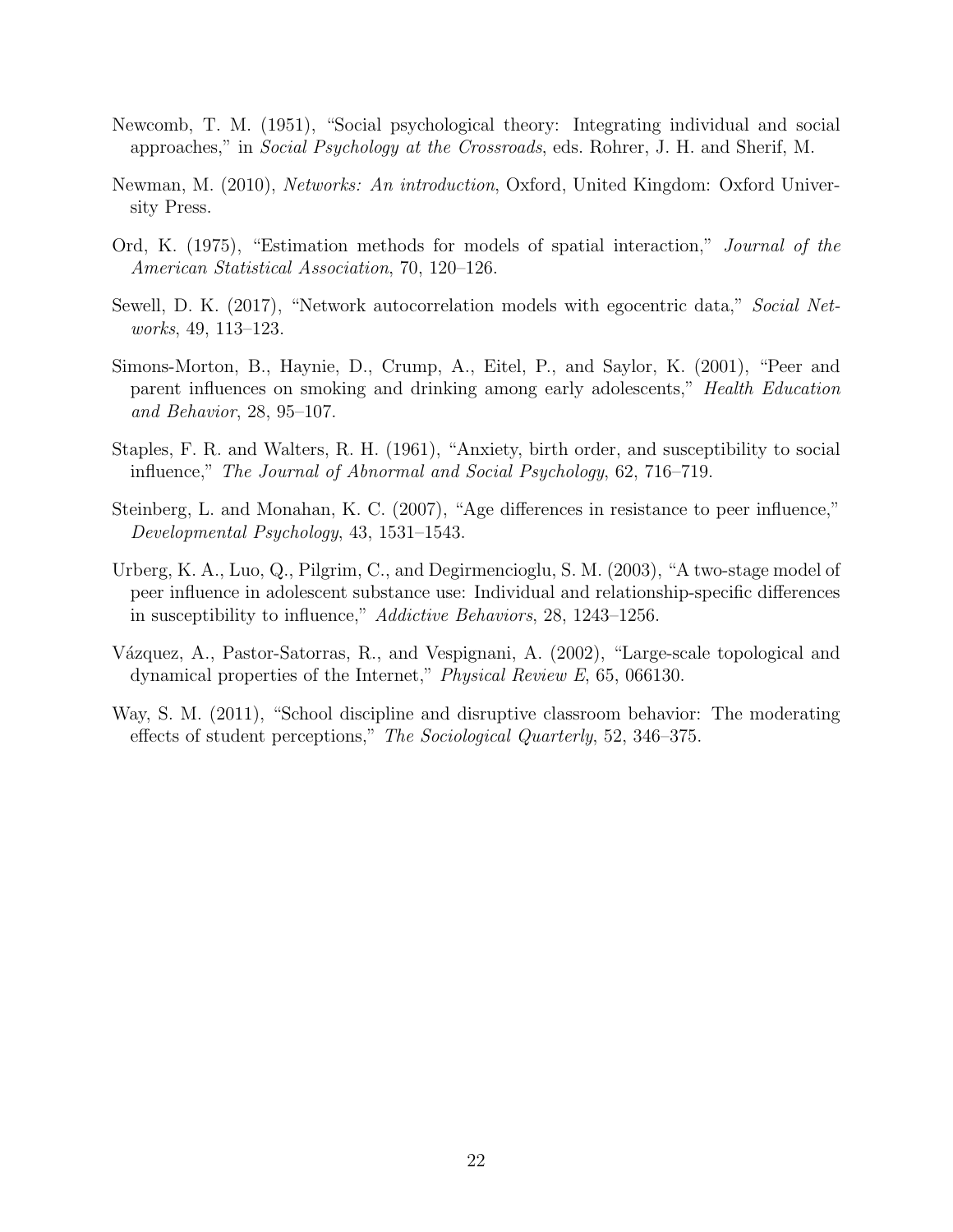Newcomb, T. M. (1951), "Social psychological theory: Integrating individual and social approaches," in *Social Psychology at the Crossroads*, eds. Rohrer, J. H. and Sherif, M.

Newman, M. (2010), *Networks: An introduction*, Oxford, United Kingdom: Oxford University Press.

Ord, K. (1975), "Estimation methods for models of spatial interaction," *Journal of the American Statistical Association*, 70, 120–126.

Sewell, D. K. (2017), "Network autocorrelation models with egocentric data," *Social Networks*, 49, 113–123.

Simons-Morton, B., Haynie, D., Crump, A., Eitel, P., and Saylor, K. (2001), "Peer and parent influences on smoking and drinking among early adolescents," *Health Education and Behavior*, 28, 95–107.

Staples, F. R. and Walters, R. H. (1961), "Anxiety, birth order, and susceptibility to social influence," *The Journal of Abnormal and Social Psychology*, 62, 716–719.

Steinberg, L. and Monahan, K. C. (2007), "Age differences in resistance to peer influence," *Developmental Psychology*, 43, 1531–1543.

Urberg, K. A., Luo, Q., Pilgrim, C., and Degirmencioglu, S. M. (2003), "A two-stage model of peer influence in adolescent substance use: Individual and relationship-specific differences in susceptibility to influence," *Addictive Behaviors*, 28, 1243–1256.

Vázquez, A., Pastor-Satorras, R., and Vespignani, A. (2002), "Large-scale topological and dynamical properties of the Internet," *Physical Review E*, 65, 066130.

Way, S. M. (2011), "School discipline and disruptive classroom behavior: The moderating effects of student perceptions," *The Sociological Quarterly*, 52, 346–375.